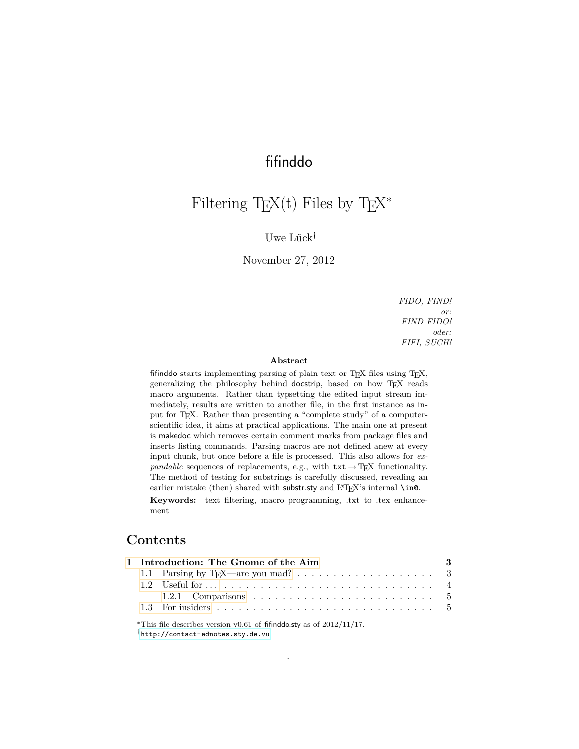# fifinddo

—

# Filtering TEX(t) Files by TEX*

Uwe Lück†

November 27, 2012

*FIDO, FIND!*
*or:*
*FIND FIDO!*
*oder:*
*FIFI, SUCH!*

**Abstract**

fifinddo starts implementing parsing of plain text or TEX files using TEX, generalizing the philosophy behind docstrip, based on how TEX reads macro arguments. Rather than typsetting the edited input stream immediately, results are written to another file, in the first instance as input for TEX. Rather than presenting a "complete study" of a computer-scientific idea, it aims at practical applications. The main one at present is makedoc which removes certain comment marks from package files and inserts listing commands. Parsing macros are not defined anew at every input chunk, but once before a file is processed. This also allows for *expandable* sequences of replacements, e.g., with `txt` → TEX functionality. The method of testing for substrings is carefully discussed, revealing an earlier mistake (then) shared with substr.sty and LATEX's internal `\in@`.

**Keywords:** text filtering, macro programming, .txt to .tex enhancement

## Contents

- **1 Introduction: The Gnome of the Aim** ... **3**
  - 1.1 Parsing by TEX—are you mad? ... 3
  - 1.2 Useful for . . . ... 4
    - 1.2.1 Comparisons ... 5
  - 1.3 For insiders ... 5

---

*This file describes version v0.61 of fifinddo.sty as of 2012/11/17.

†`http://contact-ednotes.sty.de.vu`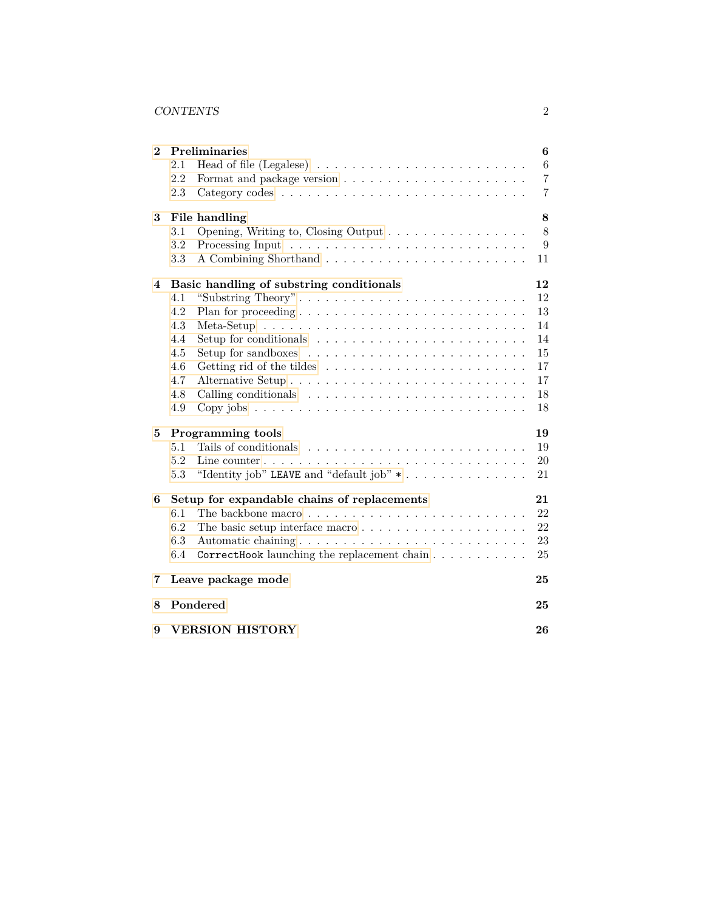**2 Preliminaries** — 6
- 2.1 Head of file (Legalese) — 6
- 2.2 Format and package version — 7
- 2.3 Category codes — 7

**3 File handling** — 8
- 3.1 Opening, Writing to, Closing Output — 8
- 3.2 Processing Input — 9
- 3.3 A Combining Shorthand — 11

**4 Basic handling of substring conditionals** — 12
- 4.1 "Substring Theory" — 12
- 4.2 Plan for proceeding — 13
- 4.3 Meta-Setup — 14
- 4.4 Setup for conditionals — 14
- 4.5 Setup for sandboxes — 15
- 4.6 Getting rid of the tildes — 17
- 4.7 Alternative Setup — 17
- 4.8 Calling conditionals — 18
- 4.9 Copy jobs — 18

**5 Programming tools** — 19
- 5.1 Tails of conditionals — 19
- 5.2 Line counter — 20
- 5.3 "Identity job" `LEAVE` and "default job" `*` — 21

**6 Setup for expandable chains of replacements** — 21
- 6.1 The backbone macro — 22
- 6.2 The basic setup interface macro — 22
- 6.3 Automatic chaining — 23
- 6.4 `CorrectHook` launching the replacement chain — 25

**7 Leave package mode** — 25

**8 Pondered** — 25

**9 VERSION HISTORY** — 26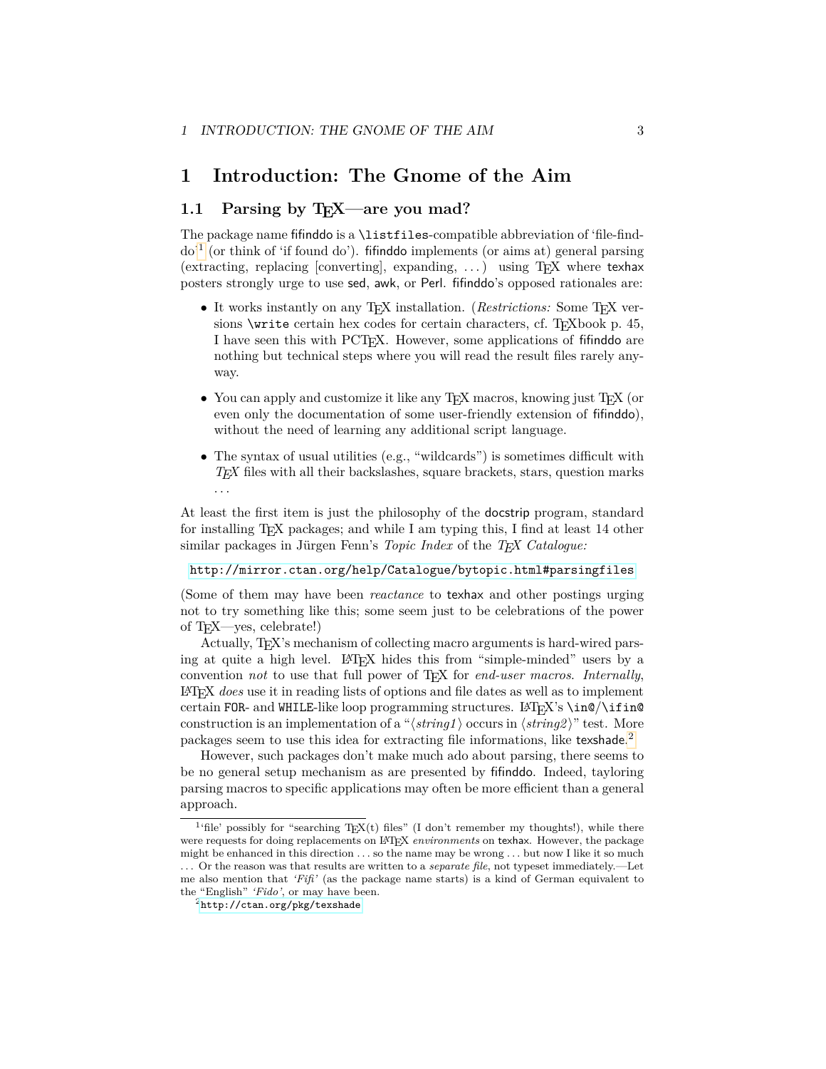# 1 Introduction: The Gnome of the Aim

## 1.1 Parsing by TeX—are you mad?

The package name fifinddo is a `\listfiles`-compatible abbreviation of 'file-find-do'[1] (or think of 'if found do'). fifinddo implements (or aims at) general parsing (extracting, replacing [converting], expanding, ...) using TeX where texhax posters strongly urge to use sed, awk, or Perl. fifinddo's opposed rationales are:

- It works instantly on any TeX installation. (*Restrictions:* Some TeX versions `\write` certain hex codes for certain characters, cf. TeXbook p. 45, I have seen this with PCTeX. However, some applications of fifinddo are nothing but technical steps where you will read the result files rarely anyway.
- You can apply and customize it like any TeX macros, knowing just TeX (or even only the documentation of some user-friendly extension of fifinddo), without the need of learning any additional script language.
- The syntax of usual utilities (e.g., "wildcards") is sometimes difficult with *TeX* files with all their backslashes, square brackets, stars, question marks ...

At least the first item is just the philosophy of the docstrip program, standard for installing TeX packages; and while I am typing this, I find at least 14 other similar packages in Jürgen Fenn's *Topic Index* of the *TeX Catalogue:*

`http://mirror.ctan.org/help/Catalogue/bytopic.html#parsingfiles`

(Some of them may have been *reactance* to texhax and other postings urging not to try something like this; some seem just to be celebrations of the power of TeX—yes, celebrate!)

Actually, TeX's mechanism of collecting macro arguments is hard-wired parsing at quite a high level. LaTeX hides this from "simple-minded" users by a convention *not* to use that full power of TeX for *end-user macros*. *Internally*, LaTeX *does* use it in reading lists of options and file dates as well as to implement certain `FOR`- and `WHILE`-like loop programming structures. LaTeX's `\in@`/`\ifin@` construction is an implementation of a "⟨*string1*⟩ occurs in ⟨*string2*⟩" test. More packages seem to use this idea for extracting file informations, like texshade.[2]

However, such packages don't make much ado about parsing, there seems to be no general setup mechanism as are presented by fifinddo. Indeed, tayloring parsing macros to specific applications may often be more efficient than a general approach.

---

[1] 'file' possibly for "searching TeX(t) files" (I don't remember my thoughts!), while there were requests for doing replacements on LaTeX *environments* on texhax. However, the package might be enhanced in this direction ... so the name may be wrong ... but now I like it so much ... Or the reason was that results are written to a *separate file*, not typeset immediately.—Let me also mention that *'Fifi'* (as the package name starts) is a kind of German equivalent to the "English" *'Fido'*, or may have been.

[2] `http://ctan.org/pkg/texshade`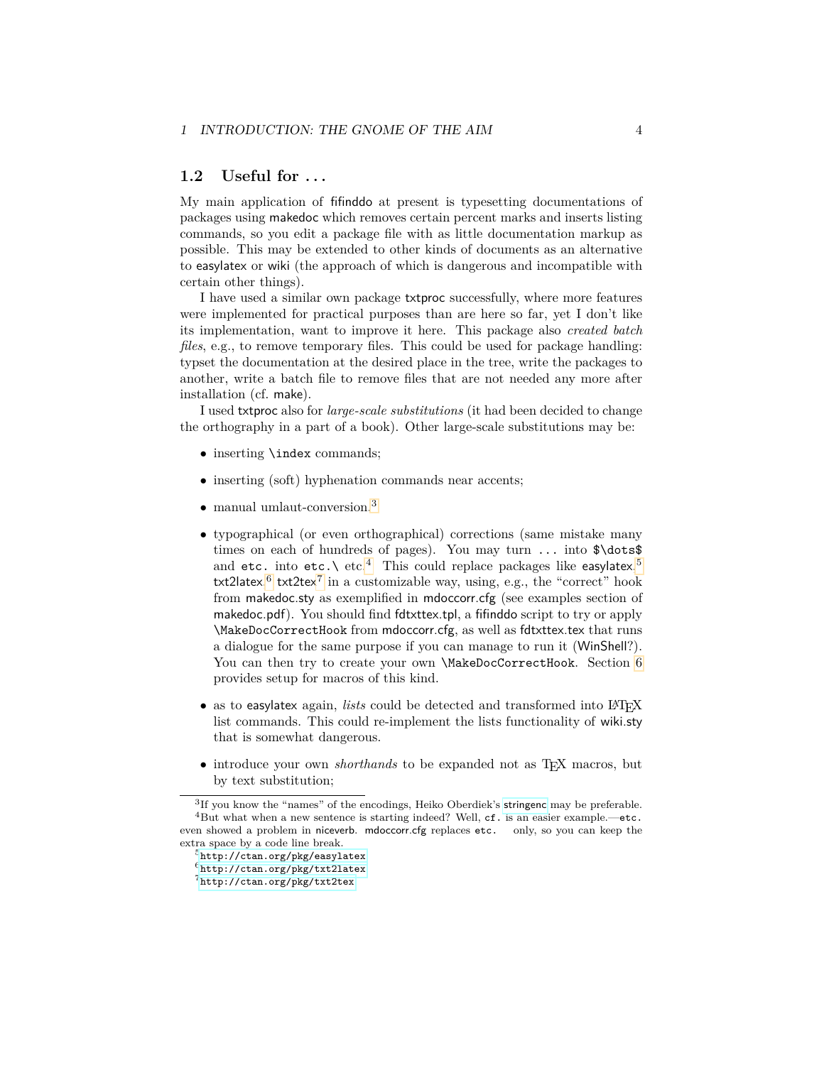## 1.2 Useful for ...

My main application of fifinddo at present is typesetting documentations of packages using makedoc which removes certain percent marks and inserts listing commands, so you edit a package file with as little documentation markup as possible. This may be extended to other kinds of documents as an alternative to easylatex or wiki (the approach of which is dangerous and incompatible with certain other things).

I have used a similar own package txtproc successfully, where more features were implemented for practical purposes than are here so far, yet I don't like its implementation, want to improve it here. This package also *created batch files*, e.g., to remove temporary files. This could be used for package handling: typset the documentation at the desired place in the tree, write the packages to another, write a batch file to remove files that are not needed any more after installation (cf. make).

I used txtproc also for *large-scale substitutions* (it had been decided to change the orthography in a part of a book). Other large-scale substitutions may be:

- inserting `\index` commands;
- inserting (soft) hyphenation commands near accents;
- manual umlaut-conversion.[3]
- typographical (or even orthographical) corrections (same mistake many times on each of hundreds of pages). You may turn `...` into `$\dots$` and `etc.` into `etc.\` etc.[4] This could replace packages like easylatex,[5] txt2latex,[6] txt2tex[7] in a customizable way, using, e.g., the "correct" hook from makedoc.sty as exemplified in mdoccorr.cfg (see examples section of makedoc.pdf). You should find fdtxttex.tpl, a fifinddo script to try or apply `\MakeDocCorrectHook` from mdoccorr.cfg, as well as fdtxttex.tex that runs a dialogue for the same purpose if you can manage to run it (WinShell?). You can then try to create your own `\MakeDocCorrectHook`. Section 6 provides setup for macros of this kind.
- as to easylatex again, *lists* could be detected and transformed into LaTeX list commands. This could re-implement the lists functionality of wiki.sty that is somewhat dangerous.
- introduce your own *shorthands* to be expanded not as TeX macros, but by text substitution;

---

[3] If you know the "names" of the encodings, Heiko Oberdiek's stringenc may be preferable.

[4] But what when a new sentence is starting indeed? Well, `cf.` is an easier example.—`etc.` even showed a problem in niceverb. mdoccorr.cfg replaces `etc.␣` only, so you can keep the extra space by a code line break.

[5] `http://ctan.org/pkg/easylatex`

[6] `http://ctan.org/pkg/txt2latex`

[7] `http://ctan.org/pkg/txt2tex`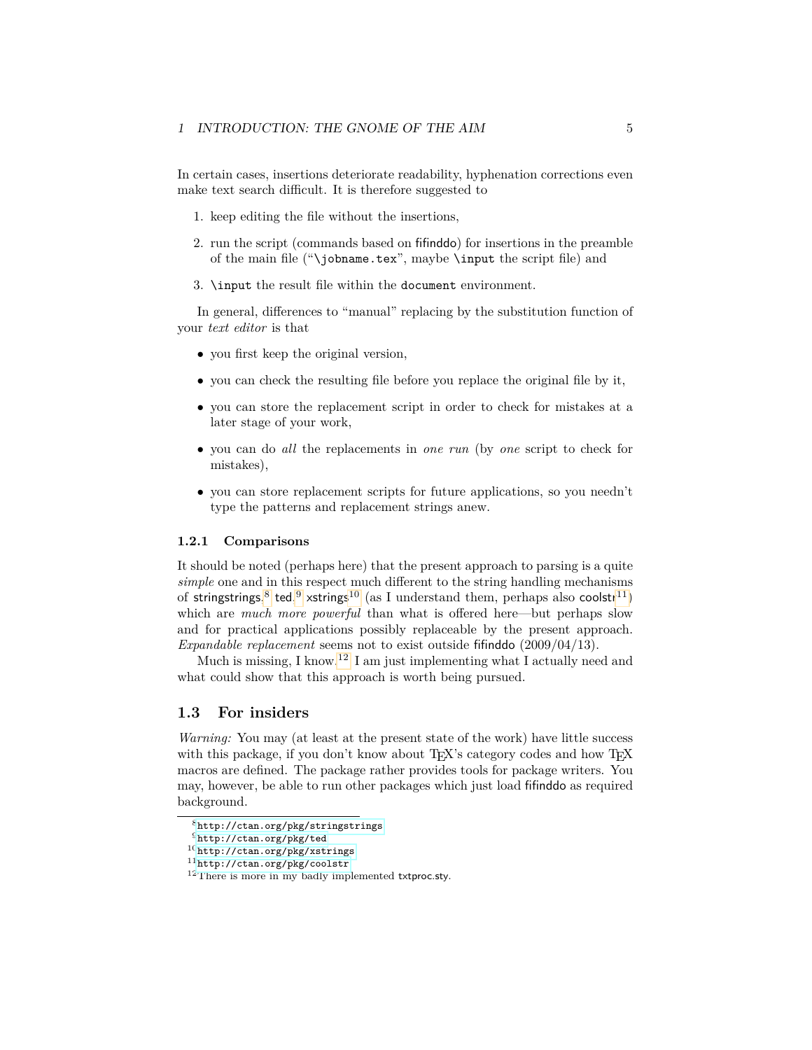In certain cases, insertions deteriorate readability, hyphenation corrections even make text search difficult. It is therefore suggested to

1. keep editing the file without the insertions,
2. run the script (commands based on fifinddo) for insertions in the preamble of the main file ("`\jobname.tex`", maybe `\input` the script file) and
3. `\input` the result file within the `document` environment.

In general, differences to "manual" replacing by the substitution function of your *text editor* is that

- you first keep the original version,
- you can check the resulting file before you replace the original file by it,
- you can store the replacement script in order to check for mistakes at a later stage of your work,
- you can do *all* the replacements in *one run* (by *one* script to check for mistakes),
- you can store replacement scripts for future applications, so you needn't type the patterns and replacement strings anew.

### 1.2.1 Comparisons

It should be noted (perhaps here) that the present approach to parsing is a quite *simple* one and in this respect much different to the string handling mechanisms of stringstrings,[8] ted,[9] xstrings[10] (as I understand them, perhaps also coolstr[11]) which are *much more powerful* than what is offered here—but perhaps slow and for practical applications possibly replaceable by the present approach. *Expandable replacement* seems not to exist outside fifinddo (2009/04/13).

Much is missing, I know.[12] I am just implementing what I actually need and what could show that this approach is worth being pursued.

## 1.3 For insiders

*Warning:* You may (at least at the present state of the work) have little success with this package, if you don't know about TEX's category codes and how TEX macros are defined. The package rather provides tools for package writers. You may, however, be able to run other packages which just load fifinddo as required background.

---

[8] `http://ctan.org/pkg/stringstrings`

[9] `http://ctan.org/pkg/ted`

[10] `http://ctan.org/pkg/xstrings`

[11] `http://ctan.org/pkg/coolstr`

[12] There is more in my badly implemented txtproc.sty.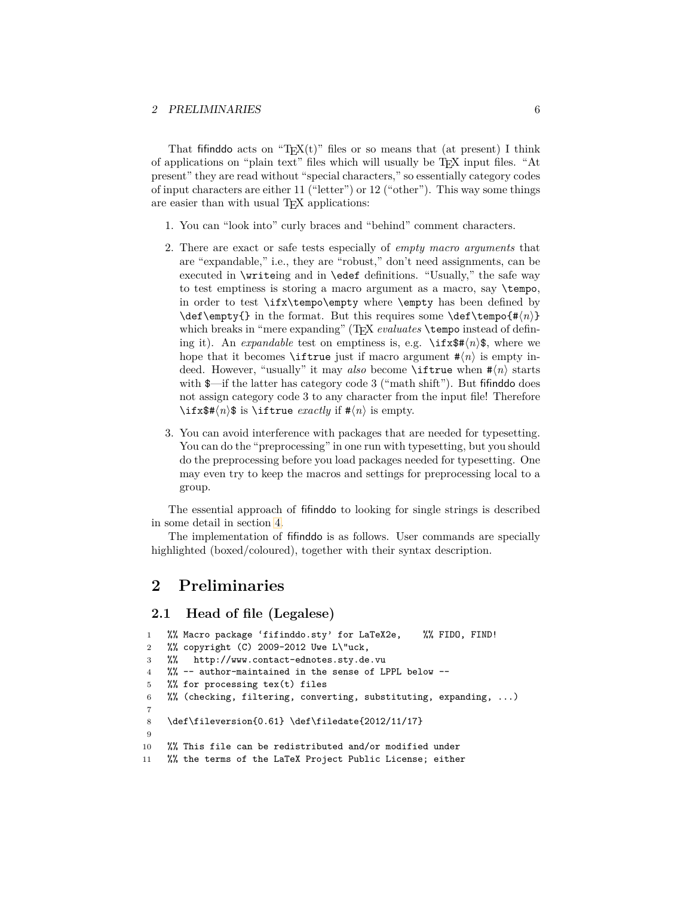That fifinddo acts on "TEX(t)" files or so means that (at present) I think of applications on "plain text" files which will usually be TEX input files. "At present" they are read without "special characters," so essentially category codes of input characters are either 11 ("letter") or 12 ("other"). This way some things are easier than with usual TEX applications:

1. You can "look into" curly braces and "behind" comment characters.
2. There are exact or safe tests especially of *empty macro arguments* that are "expandable," i.e., they are "robust," don't need assignments, can be executed in `\write`ing and in `\edef` definitions. "Usually," the safe way to test emptiness is storing a macro argument as a macro, say `\tempo`, in order to test `\ifx\tempo\empty` where `\empty` has been defined by `\def\empty{}` in the format. But this requires some `\def\tempo{#⟨n⟩}` which breaks in "mere expanding" (TEX *evaluates* `\tempo` instead of defining it). An *expandable* test on emptiness is, e.g. `\ifx$#⟨n⟩$`, where we hope that it becomes `\iftrue` just if macro argument `#⟨n⟩` is empty indeed. However, "usually" it may *also* become `\iftrue` when `#⟨n⟩` starts with `$`—if the latter has category code 3 ("math shift"). But fifinddo does not assign category code 3 to any character from the input file! Therefore `\ifx$#⟨n⟩$` is `\iftrue` *exactly* if `#⟨n⟩` is empty.
3. You can avoid interference with packages that are needed for typesetting. You can do the "preprocessing" in one run with typesetting, but you should do the preprocessing before you load packages needed for typesetting. One may even try to keep the macros and settings for preprocessing local to a group.

The essential approach of fifinddo to looking for single strings is described in some detail in section 4.

The implementation of fifinddo is as follows. User commands are specially highlighted (boxed/coloured), together with their syntax description.

# 2 Preliminaries

## 2.1 Head of file (Legalese)

```
1  %% Macro package ‘fifinddo.sty’ for LaTeX2e,    %% FIDO, FIND!
2  %% copyright (C) 2009-2012 Uwe L\"uck,
3  %%   http://www.contact-ednotes.sty.de.vu
4  %% -- author-maintained in the sense of LPPL below --
5  %% for processing tex(t) files
6  %% (checking, filtering, converting, substituting, expanding, ...)
7
8  \def\fileversion{0.61} \def\filedate{2012/11/17}
9
10 %% This file can be redistributed and/or modified under
11 %% the terms of the LaTeX Project Public License; either
```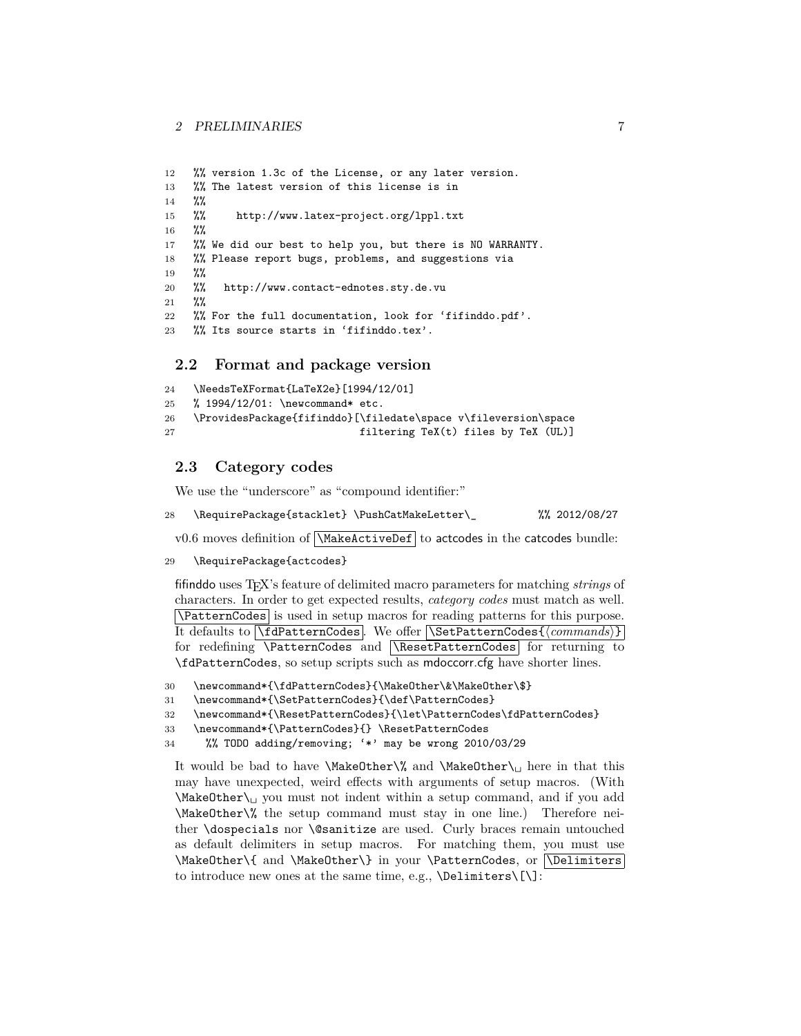```
12 %% version 1.3c of the License, or any later version.
13 %% The latest version of this license is in
14 %%
15 %%     http://www.latex-project.org/lppl.txt
16 %%
17 %% We did our best to help you, but there is NO WARRANTY.
18 %% Please report bugs, problems, and suggestions via
19 %%
20 %%   http://www.contact-ednotes.sty.de.vu
21 %%
22 %% For the full documentation, look for ‘fifinddo.pdf’.
23 %% Its source starts in ‘fifinddo.tex’.
```

### 2.2 Format and package version

```
24 \NeedsTeXFormat{LaTeX2e}[1994/12/01]
25 % 1994/12/01: \newcommand* etc.
26 \ProvidesPackage{fifinddo}[\filedate\space v\fileversion\space
27                            filtering TeX(t) files by TeX (UL)]
```

### 2.3 Category codes

We use the “underscore” as “compound identifier:”

```
28 \RequirePackage{stacklet} \PushCatMakeLetter\_          %% 2012/08/27
```

v0.6 moves definition of `\MakeActiveDef` to actcodes in the catcodes bundle:

```
29 \RequirePackage{actcodes}
```

fifinddo uses TEX’s feature of delimited macro parameters for matching *strings* of characters. In order to get expected results, *category codes* must match as well. `\PatternCodes` is used in setup macros for reading patterns for this purpose. It defaults to `\fdPatternCodes`. We offer `\SetPatternCodes{⟨commands⟩}` for redefining `\PatternCodes` and `\ResetPatternCodes` for returning to `\fdPatternCodes`, so setup scripts such as mdoccorr.cfg have shorter lines.

```
30 \newcommand*{\fdPatternCodes}{\MakeOther\&\MakeOther\$}
31 \newcommand*{\SetPatternCodes}{\def\PatternCodes}
32 \newcommand*{\ResetPatternCodes}{\let\PatternCodes\fdPatternCodes}
33 \newcommand*{\PatternCodes}{} \ResetPatternCodes
34   %% TODO adding/removing; ‘*’ may be wrong 2010/03/29
```

It would be bad to have `\MakeOther\%` and `\MakeOther\␣` here in that this may have unexpected, weird effects with arguments of setup macros. (With `\MakeOther\␣` you must not indent within a setup command, and if you add `\MakeOther\%` the setup command must stay in one line.) Therefore neither `\dospecials` nor `\@sanitize` are used. Curly braces remain untouched as default delimiters in setup macros. For matching them, you must use `\MakeOther\{` and `\MakeOther\}` in your `\PatternCodes`, or `\Delimiters` to introduce new ones at the same time, e.g., `\Delimiters\[\]`: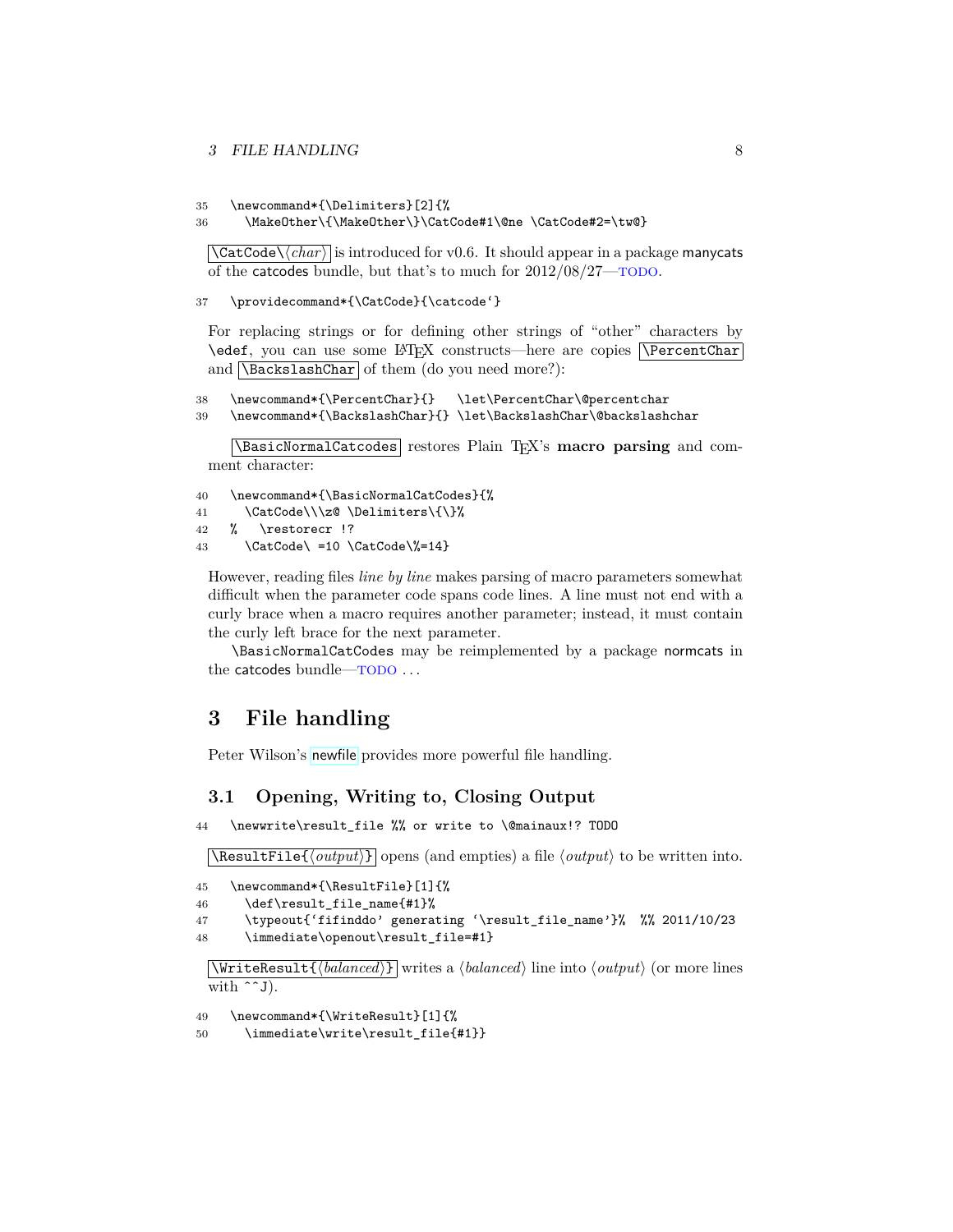```
35   \newcommand*{\Delimiters}[2]{%
36     \MakeOther\{\MakeOther\}\CatCode#1\@ne \CatCode#2=\tw@}
```

\CatCode\⟨*char*⟩ is introduced for v0.6. It should appear in a package manycats of the catcodes bundle, but that's to much for 2012/08/27—TODO.

```
37   \providecommand*{\CatCode}{\catcode`}
```

For replacing strings or for defining other strings of "other" characters by `\edef`, you can use some LaTeX constructs—here are copies \PercentChar and \BackslashChar of them (do you need more?):

```
38   \newcommand*{\PercentChar}{}   \let\PercentChar\@percentchar
39   \newcommand*{\BackslashChar}{} \let\BackslashChar\@backslashchar
```

\BasicNormalCatcodes restores Plain TeX's **macro parsing** and comment character:

```
40   \newcommand*{\BasicNormalCatCodes}{%
41     \CatCode\\\z@ \Delimiters\{\}%
42   %   \restorecr !?
43     \CatCode\ =10 \CatCode\%=14}
```

However, reading files *line by line* makes parsing of macro parameters somewhat difficult when the parameter code spans code lines. A line must not end with a curly brace when a macro requires another parameter; instead, it must contain the curly left brace for the next parameter.

`\BasicNormalCatCodes` may be reimplemented by a package normcats in the catcodes bundle—TODO ...

# 3 File handling

Peter Wilson's newfile provides more powerful file handling.

## 3.1 Opening, Writing to, Closing Output

```
44   \newwrite\result_file %% or write to \@mainaux!? TODO
```

\ResultFile{⟨*output*⟩} opens (and empties) a file ⟨*output*⟩ to be written into.

```
45   \newcommand*{\ResultFile}[1]{%
46     \def\result_file_name{#1}%
47     \typeout{`fifinddo' generating `\result_file_name'}%  %% 2011/10/23
48     \immediate\openout\result_file=#1}
```

\WriteResult{⟨*balanced*⟩} writes a ⟨*balanced*⟩ line into ⟨*output*⟩ (or more lines with `^^J`).

```
49   \newcommand*{\WriteResult}[1]{%
50     \immediate\write\result_file{#1}}
```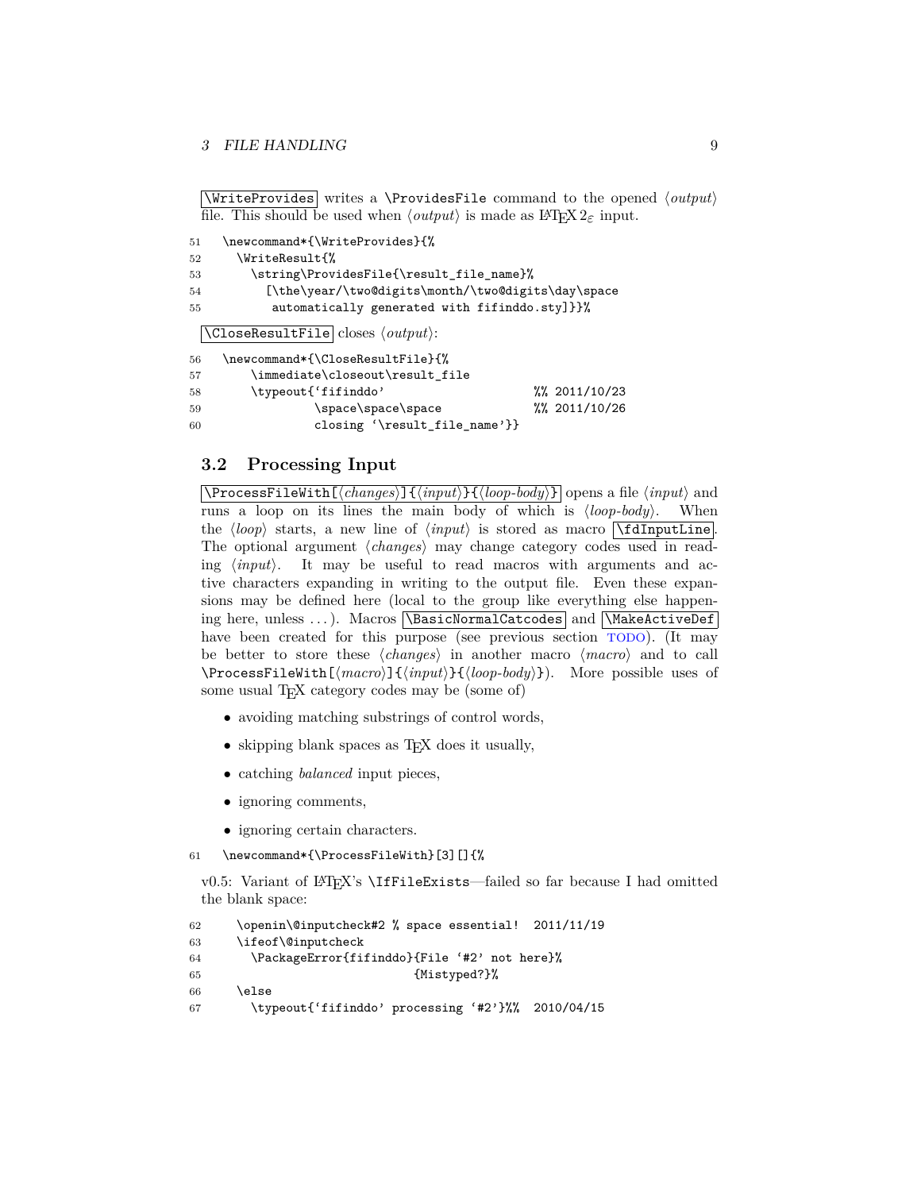`\WriteProvides` writes a `\ProvidesFile` command to the opened ⟨*output*⟩ file. This should be used when ⟨*output*⟩ is made as LaTeX 2ε input.

```
51  \newcommand*{\WriteProvides}{%
52    \WriteResult{%
53      \string\ProvidesFile{\result_file_name}%
54        [\the\year/\two@digits\month/\two@digits\day\space
55         automatically generated with fifinddo.sty]}}%
```

`\CloseResultFile` closes ⟨*output*⟩:

```
56  \newcommand*{\CloseResultFile}{%
57      \immediate\closeout\result_file
58      \typeout{`fifinddo'                       %% 2011/10/23
59               \space\space\space             %% 2011/10/26
60               closing `\result_file_name'}}
```

## 3.2 Processing Input

`\ProcessFileWith[⟨changes⟩]{⟨input⟩}{⟨loop-body⟩}` opens a file ⟨*input*⟩ and runs a loop on its lines the main body of which is ⟨*loop-body*⟩. When the ⟨*loop*⟩ starts, a new line of ⟨*input*⟩ is stored as macro `\fdInputLine`. The optional argument ⟨*changes*⟩ may change category codes used in reading ⟨*input*⟩. It may be useful to read macros with arguments and active characters expanding in writing to the output file. Even these expansions may be defined here (local to the group like everything else happening here, unless ...). Macros `\BasicNormalCatcodes` and `\MakeActiveDef` have been created for this purpose (see previous section TODO). (It may be better to store these ⟨*changes*⟩ in another macro ⟨*macro*⟩ and to call `\ProcessFileWith[⟨macro⟩]{⟨input⟩}{⟨loop-body⟩}`). More possible uses of some usual TeX category codes may be (some of)

- avoiding matching substrings of control words,
- skipping blank spaces as TeX does it usually,
- catching *balanced* input pieces,
- ignoring comments,
- ignoring certain characters.

```
61  \newcommand*{\ProcessFileWith}[3][]{%
```

v0.5: Variant of LaTeX's `\IfFileExists`—failed so far because I had omitted the blank space:

```
62    \openin\@inputcheck#2 % space essential!  2011/11/19
63    \ifeof\@inputcheck
64      \PackageError{fifinddo}{File `#2' not here}%
65                             {Mistyped?}%
66    \else
67      \typeout{`fifinddo' processing `#2'}%%  2010/04/15
```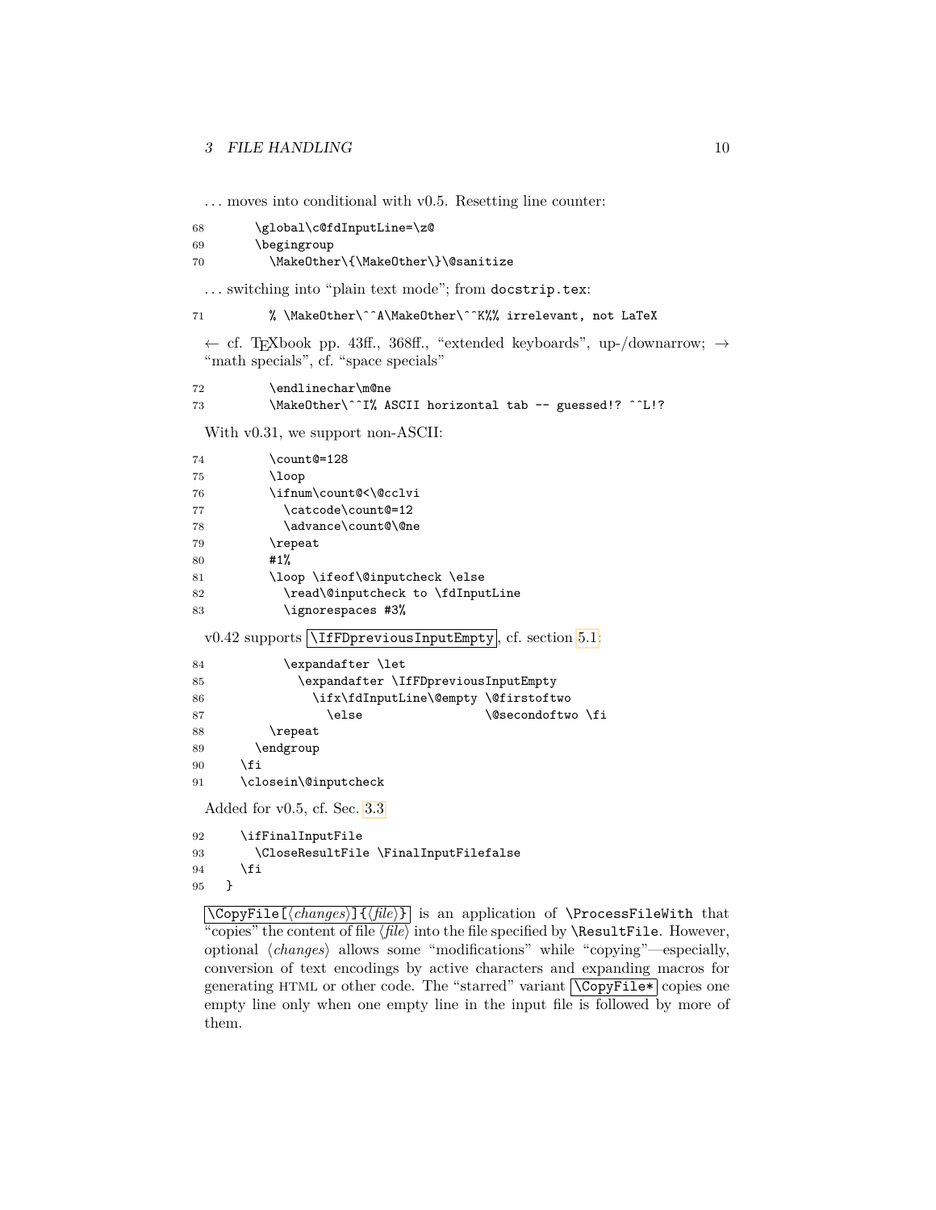. . . moves into conditional with v0.5. Resetting line counter:

```
68        \global\c@fdInputLine=\z@
69        \begingroup
70          \MakeOther\{\MakeOther\}\@sanitize
```

. . . switching into "plain text mode"; from `docstrip.tex`:

```
71          % \MakeOther\^^A\MakeOther\^^K%% irrelevant, not LaTeX
```

← cf. TEXbook pp. 43ff., 368ff., "extended keyboards", up-/downarrow; → "math specials", cf. "space specials"

```
72          \endlinechar\m@ne
73          \MakeOther\^^I% ASCII horizontal tab -- guessed!? ^^L!?
```

With v0.31, we support non-ASCII:

```
74          \count@=128
75          \loop
76          \ifnum\count@<\@cclvi
77            \catcode\count@=12
78            \advance\count@\@ne
79          \repeat
80          #1%
81          \loop \ifeof\@inputcheck \else
82            \read\@inputcheck to \fdInputLine
83            \ignorespaces #3%
```

v0.42 supports `\IfFDpreviousInputEmpty`, cf. section 5.1:

```
84            \expandafter \let
85              \expandafter \IfFDpreviousInputEmpty
86                \ifx\fdInputLine\@empty \@firstoftwo
87                  \else                 \@secondoftwo \fi
88          \repeat
89        \endgroup
90      \fi
91      \closein\@inputcheck
```

Added for v0.5, cf. Sec. 3.3

```
92      \ifFinalInputFile
93        \CloseResultFile \FinalInputFilefalse
94      \fi
95    }
```

`\CopyFile[⟨changes⟩]{⟨file⟩}` is an application of `\ProcessFileWith` that "copies" the content of file ⟨*file*⟩ into the file specified by `\ResultFile`. However, optional ⟨*changes*⟩ allows some "modifications" while "copying"—especially, conversion of text encodings by active characters and expanding macros for generating HTML or other code. The "starred" variant `\CopyFile*` copies one empty line only when one empty line in the input file is followed by more of them.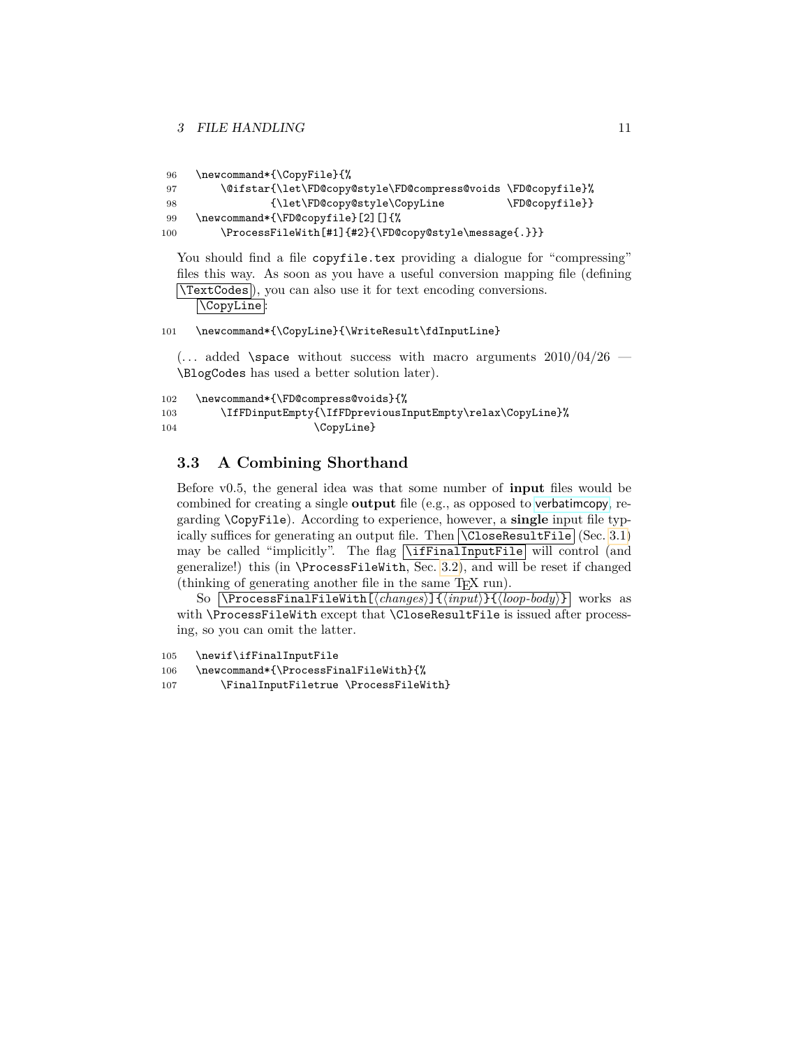```
96  \newcommand*{\CopyFile}{%
97      \@ifstar{\let\FD@copy@style\FD@compress@voids \FD@copyfile}%
98              {\let\FD@copy@style\CopyLine          \FD@copyfile}}
99  \newcommand*{\FD@copyfile}[2][]{%
100     \ProcessFileWith[#1]{#2}{\FD@copy@style\message{.}}}
```

You should find a file `copyfile.tex` providing a dialogue for "compressing" files this way. As soon as you have a useful conversion mapping file (defining `\TextCodes`), you can also use it for text encoding conversions.

`\CopyLine`:

```
101 \newcommand*{\CopyLine}{\WriteResult\fdInputLine}
```

(... added `\space` without success with macro arguments 2010/04/26 — `\BlogCodes` has used a better solution later).

```
102 \newcommand*{\FD@compress@voids}{%
103     \IfFDinputEmpty{\IfFDpreviousInputEmpty\relax\CopyLine}%
104                    \CopyLine}
```

## 3.3 A Combining Shorthand

Before v0.5, the general idea was that some number of **input** files would be combined for creating a single **output** file (e.g., as opposed to verbatimcopy, regarding `\CopyFile`). According to experience, however, a **single** input file typically suffices for generating an output file. Then `\CloseResultFile` (Sec. 3.1) may be called "implicitly". The flag `\ifFinalInputFile` will control (and generalize!) this (in `\ProcessFileWith`, Sec. 3.2), and will be reset if changed (thinking of generating another file in the same TEX run).

So `\ProcessFinalFileWith[⟨changes⟩]{⟨input⟩}{⟨loop-body⟩}` works as with `\ProcessFileWith` except that `\CloseResultFile` is issued after processing, so you can omit the latter.

```
105 \newif\ifFinalInputFile
106 \newcommand*{\ProcessFinalFileWith}{%
107     \FinalInputFiletrue \ProcessFileWith}
```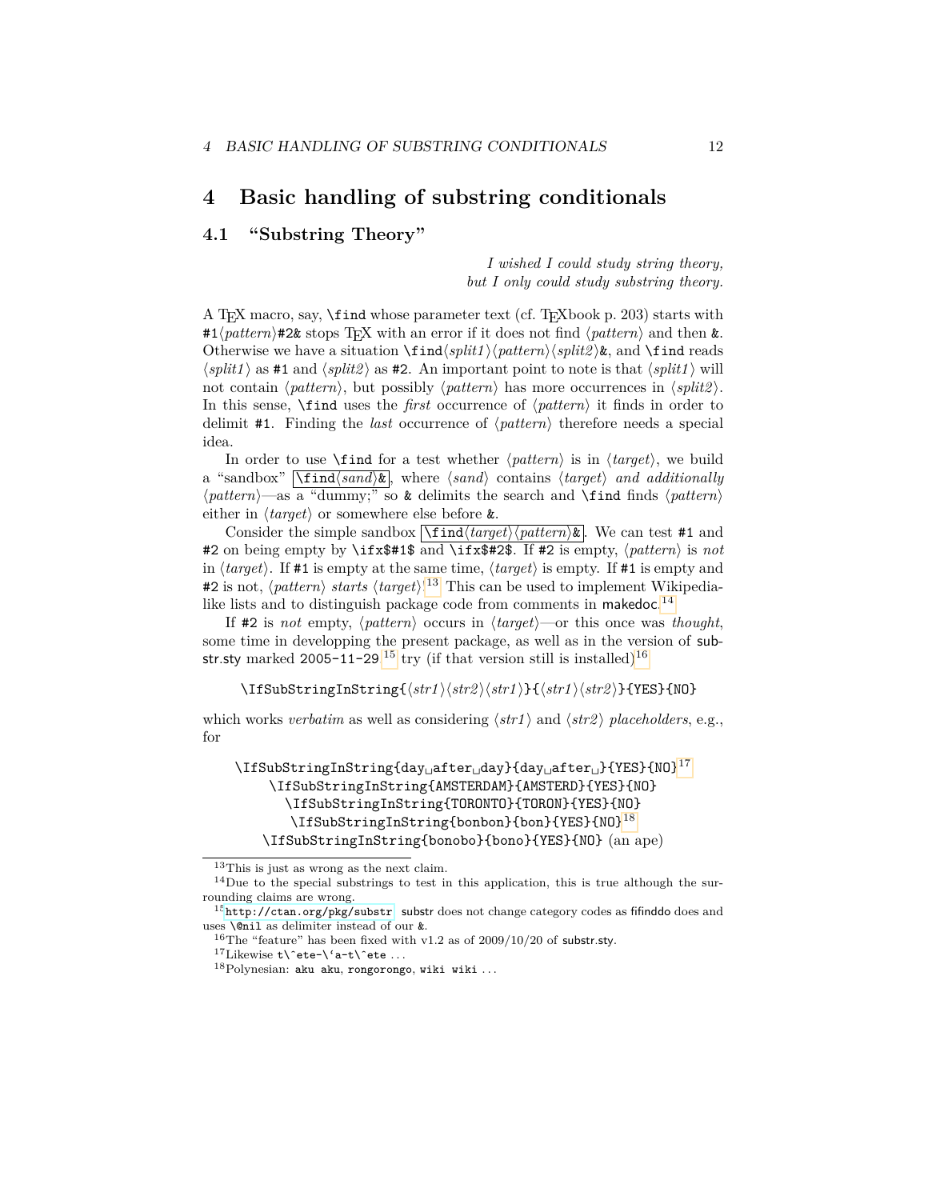# 4 Basic handling of substring conditionals

## 4.1 "Substring Theory"

*I wished I could study string theory,*
*but I only could study substring theory.*

A TEX macro, say, `\find` whose parameter text (cf. TEXbook p. 203) starts with `#1`⟨*pattern*⟩`#2&` stops TEX with an error if it does not find ⟨*pattern*⟩ and then `&`. Otherwise we have a situation `\find`⟨*split1*⟩⟨*pattern*⟩⟨*split2*⟩`&`, and `\find` reads ⟨*split1*⟩ as `#1` and ⟨*split2*⟩ as `#2`. An important point to note is that ⟨*split1*⟩ will not contain ⟨*pattern*⟩, but possibly ⟨*pattern*⟩ has more occurrences in ⟨*split2*⟩. In this sense, `\find` uses the *first* occurrence of ⟨*pattern*⟩ it finds in order to delimit `#1`. Finding the *last* occurrence of ⟨*pattern*⟩ therefore needs a special idea.

In order to use `\find` for a test whether ⟨*pattern*⟩ is in ⟨*target*⟩, we build a "sandbox" `\find`⟨*sand*⟩`&`, where ⟨*sand*⟩ contains ⟨*target*⟩ *and additionally* ⟨*pattern*⟩—as a "dummy;" so `&` delimits the search and `\find` finds ⟨*pattern*⟩ either in ⟨*target*⟩ or somewhere else before `&`.

Consider the simple sandbox `\find`⟨*target*⟩⟨*pattern*⟩`&`. We can test `#1` and `#2` on being empty by `\ifx$#1$` and `\ifx$#2$`. If `#2` is empty, ⟨*pattern*⟩ is *not* in ⟨*target*⟩. If `#1` is empty at the same time, ⟨*target*⟩ is empty. If `#1` is empty and `#2` is not, ⟨*pattern*⟩ *starts* ⟨*target*⟩.[13] This can be used to implement Wikipedia-like lists and to distinguish package code from comments in makedoc.[14]

If `#2` is *not* empty, ⟨*pattern*⟩ occurs in ⟨*target*⟩—or this once was *thought*, some time in developping the present package, as well as in the version of substr.sty marked `2005-11-29`.[15] try (if that version still is installed)[16]

`\IfSubStringInString{`⟨*str1*⟩⟨*str2*⟩⟨*str1*⟩`}{`⟨*str1*⟩⟨*str2*⟩`}{YES}{NO}`

which works *verbatim* as well as considering ⟨*str1*⟩ and ⟨*str2*⟩ *placeholders*, e.g., for

`\IfSubStringInString{day␣after␣day}{day␣after␣}{YES}{NO}`[17]
`\IfSubStringInString{AMSTERDAM}{AMSTERD}{YES}{NO}`
`\IfSubStringInString{TORONTO}{TORON}{YES}{NO}`
`\IfSubStringInString{bonbon}{bon}{YES}{NO}`[18]
`\IfSubStringInString{bonobo}{bono}{YES}{NO}` (an ape)

---

[13] This is just as wrong as the next claim.

[14] Due to the special substrings to test in this application, this is true although the surrounding claims are wrong.

[15] `http://ctan.org/pkg/substr`. substr does not change category codes as fifinddo does and uses `\@nil` as delimiter instead of our `&`.

[16] The "feature" has been fixed with v1.2 as of 2009/10/20 of substr.sty.

[17] Likewise `t\^ete-\'a-t\^ete` ...

[18] Polynesian: `aku aku`, `rongorongo`, `wiki wiki` ...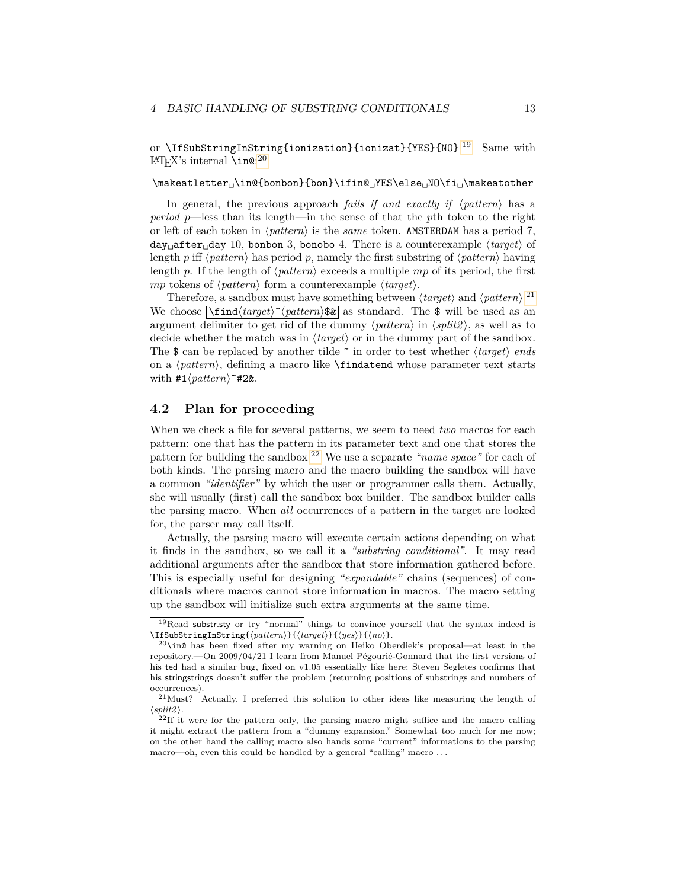or `\IfSubStringInString{ionization}{ionizat}{YES}{NO}`.[19] Same with LaTeX's internal `\in@`:[20]

`\makeatletter␣\in@{bonbon}{bon}\ifin@␣YES\else␣NO\fi␣\makeatother`

In general, the previous approach *fails if and exactly if* ⟨*pattern*⟩ has a *period* $p$—less than its length—in the sense of that the $p$th token to the right or left of each token in ⟨*pattern*⟩ is the *same* token. `AMSTERDAM` has a period 7, `day␣after␣day` 10, `bonbon` 3, `bonobo` 4. There is a counterexample ⟨*target*⟩ of length $p$ iff ⟨*pattern*⟩ has period $p$, namely the first substring of ⟨*pattern*⟩ having length $p$. If the length of ⟨*pattern*⟩ exceeds a multiple $mp$ of its period, the first $mp$ tokens of ⟨*pattern*⟩ form a counterexample ⟨*target*⟩.

Therefore, a sandbox must have something between ⟨*target*⟩ and ⟨*pattern*⟩.[21] We choose `\find`⟨*target*⟩`~`⟨*pattern*⟩`$&` as standard. The `$` will be used as an argument delimiter to get rid of the dummy ⟨*pattern*⟩ in ⟨*split2*⟩, as well as to decide whether the match was in ⟨*target*⟩ or in the dummy part of the sandbox. The `$` can be replaced by another tilde `~` in order to test whether ⟨*target*⟩ *ends* on a ⟨*pattern*⟩, defining a macro like `\findatend` whose parameter text starts with `#1`⟨*pattern*⟩`~#2&`.

## 4.2 Plan for proceeding

When we check a file for several patterns, we seem to need *two* macros for each pattern: one that has the pattern in its parameter text and one that stores the pattern for building the sandbox.[22] We use a separate *"name space"* for each of both kinds. The parsing macro and the macro building the sandbox will have a common *"identifier"* by which the user or programmer calls them. Actually, she will usually (first) call the sandbox box builder. The sandbox builder calls the parsing macro. When *all* occurrences of a pattern in the target are looked for, the parser may call itself.

Actually, the parsing macro will execute certain actions depending on what it finds in the sandbox, so we call it a *"substring conditional"*. It may read additional arguments after the sandbox that store information gathered before. This is especially useful for designing *"expandable"* chains (sequences) of conditionals where macros cannot store information in macros. The macro setting up the sandbox will initialize such extra arguments at the same time.

---

[19] Read substr.sty or try "normal" things to convince yourself that the syntax indeed is `\IfSubStringInString{`⟨*pattern*⟩`}{`⟨*target*⟩`}{`⟨*yes*⟩`}{`⟨*no*⟩`}`.

[20] `\in@` has been fixed after my warning on Heiko Oberdiek's proposal—at least in the repository.—On 2009/04/21 I learn from Manuel Pégourié-Gonnard that the first versions of his ted had a similar bug, fixed on v1.05 essentially like here; Steven Segletes confirms that his stringstrings doesn't suffer the problem (returning positions of substrings and numbers of occurrences).

[21] Must? Actually, I preferred this solution to other ideas like measuring the length of ⟨*split2*⟩.

[22] If it were for the pattern only, the parsing macro might suffice and the macro calling it might extract the pattern from a "dummy expansion." Somewhat too much for me now; on the other hand the calling macro also hands some "current" informations to the parsing macro—oh, even this could be handled by a general "calling" macro ...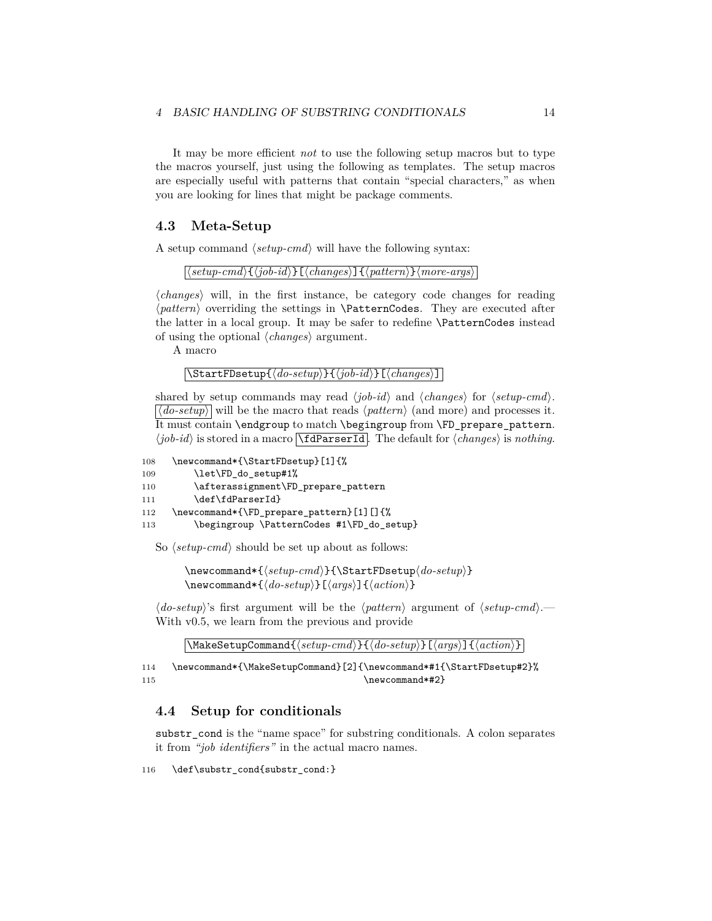It may be more efficient *not* to use the following setup macros but to type the macros yourself, just using the following as templates. The setup macros are especially useful with patterns that contain "special characters," as when you are looking for lines that might be package comments.

## 4.3 Meta-Setup

A setup command ⟨*setup-cmd*⟩ will have the following syntax:

```
⟨setup-cmd⟩{⟨job-id⟩}[⟨changes⟩]{⟨pattern⟩}⟨more-args⟩
```

⟨*changes*⟩ will, in the first instance, be category code changes for reading ⟨*pattern*⟩ overriding the settings in `\PatternCodes`. They are executed after the latter in a local group. It may be safer to redefine `\PatternCodes` instead of using the optional ⟨*changes*⟩ argument.

A macro

```
\StartFDsetup{⟨do-setup⟩}{⟨job-id⟩}[⟨changes⟩]
```

shared by setup commands may read ⟨*job-id*⟩ and ⟨*changes*⟩ for ⟨*setup-cmd*⟩. ⟨*do-setup*⟩ will be the macro that reads ⟨*pattern*⟩ (and more) and processes it. It must contain `\endgroup` to match `\begingroup` from `\FD_prepare_pattern`. ⟨*job-id*⟩ is stored in a macro `\fdParserId`. The default for ⟨*changes*⟩ is *nothing*.

```
108   \newcommand*{\StartFDsetup}[1]{%
109       \let\FD_do_setup#1%
110       \afterassignment\FD_prepare_pattern
111       \def\fdParserId}
112   \newcommand*{\FD_prepare_pattern}[1][]{%
113       \begingroup \PatternCodes #1\FD_do_setup}
```

So ⟨*setup-cmd*⟩ should be set up about as follows:

```
\newcommand*{⟨setup-cmd⟩}{\StartFDsetup⟨do-setup⟩}
\newcommand*{⟨do-setup⟩}[⟨args⟩]{⟨action⟩}
```

⟨*do-setup*⟩'s first argument will be the ⟨*pattern*⟩ argument of ⟨*setup-cmd*⟩.— With v0.5, we learn from the previous and provide

```
\MakeSetupCommand{⟨setup-cmd⟩}{⟨do-setup⟩}[⟨args⟩]{⟨action⟩}
```

```
114   \newcommand*{\MakeSetupCommand}[2]{\newcommand*#1{\StartFDsetup#2}%
115                                      \newcommand*#2}
```

## 4.4 Setup for conditionals

`substr_cond` is the "name space" for substring conditionals. A colon separates it from *"job identifiers"* in the actual macro names.

```
116   \def\substr_cond{substr_cond:}
```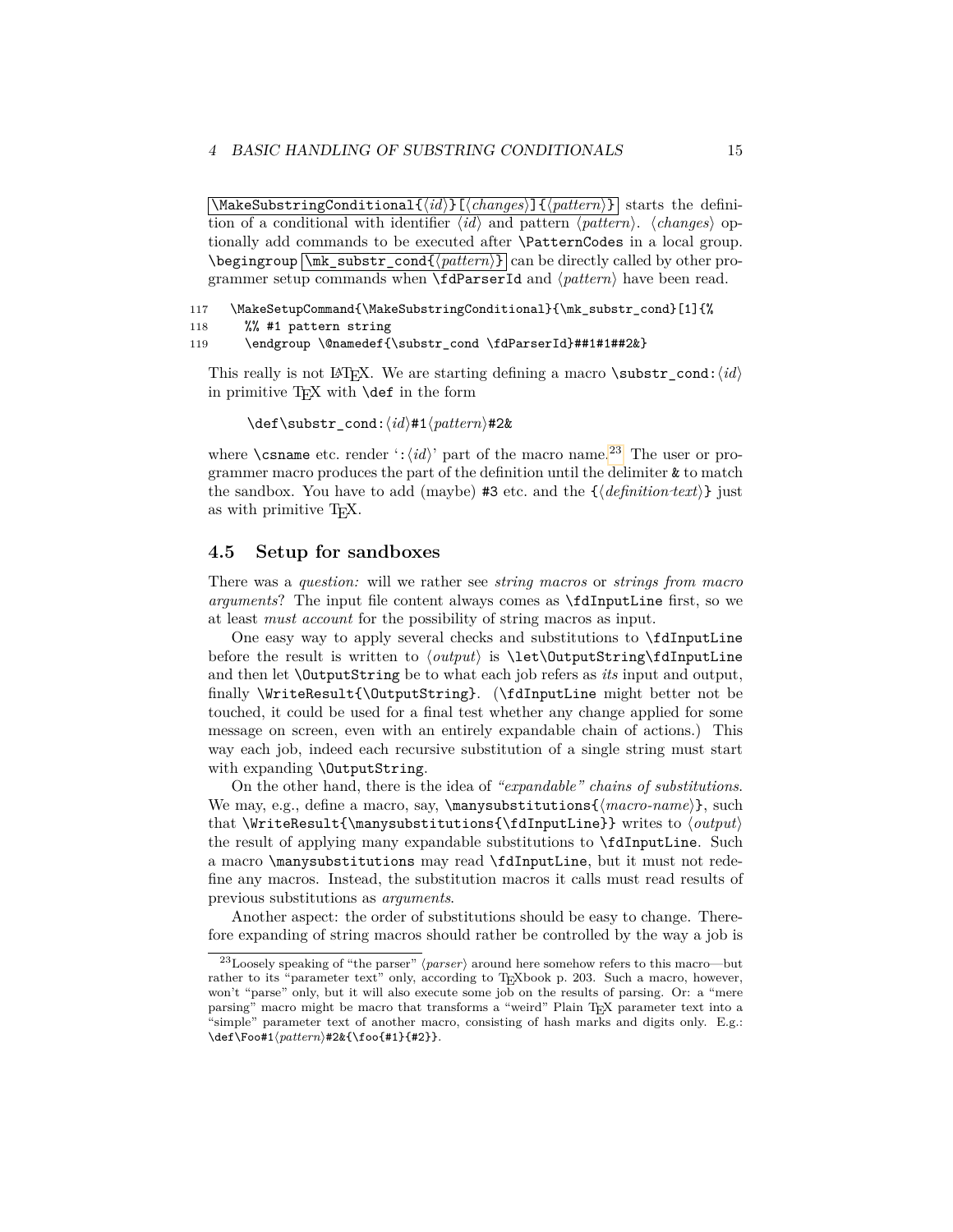\MakeSubstringConditional{⟨id⟩}[⟨changes⟩]{⟨pattern⟩} starts the definition of a conditional with identifier ⟨id⟩ and pattern ⟨pattern⟩. ⟨changes⟩ optionally add commands to be executed after \PatternCodes in a local group. \begingroup \mk_substr_cond{⟨pattern⟩} can be directly called by other programmer setup commands when \fdParserId and ⟨pattern⟩ have been read.

```
117   \MakeSetupCommand{\MakeSubstringConditional}{\mk_substr_cond}[1]{%
118     %% #1 pattern string
119     \endgroup \@namedef{\substr_cond \fdParserId}##1#1##2&}
```

This really is not LaTeX. We are starting defining a macro \substr_cond:⟨id⟩ in primitive TeX with \def in the form

\def\substr_cond:⟨id⟩#1⟨pattern⟩#2&

where \csname etc. render ':⟨id⟩' part of the macro name.[23] The user or programmer macro produces the part of the definition until the delimiter & to match the sandbox. You have to add (maybe) #3 etc. and the {⟨definition-text⟩} just as with primitive TeX.

## 4.5 Setup for sandboxes

There was a *question:* will we rather see *string macros* or *strings from macro arguments*? The input file content always comes as \fdInputLine first, so we at least *must account* for the possibility of string macros as input.

One easy way to apply several checks and substitutions to \fdInputLine before the result is written to ⟨output⟩ is \let\OutputString\fdInputLine and then let \OutputString be to what each job refers as *its* input and output, finally \WriteResult{\OutputString}. (\fdInputLine might better not be touched, it could be used for a final test whether any change applied for some message on screen, even with an entirely expandable chain of actions.) This way each job, indeed each recursive substitution of a single string must start with expanding \OutputString.

On the other hand, there is the idea of *"expandable" chains of substitutions*. We may, e.g., define a macro, say, \manysubstitutions{⟨macro-name⟩}, such that \WriteResult{\manysubstitutions{\fdInputLine}} writes to ⟨output⟩ the result of applying many expandable substitutions to \fdInputLine. Such a macro \manysubstitutions may read \fdInputLine, but it must not redefine any macros. Instead, the substitution macros it calls must read results of previous substitutions as *arguments*.

Another aspect: the order of substitutions should be easy to change. Therefore expanding of string macros should rather be controlled by the way a job is

[23] Loosely speaking of "the parser" ⟨parser⟩ around here somehow refers to this macro—but rather to its "parameter text" only, according to TeXbook p. 203. Such a macro, however, won't "parse" only, but it will also execute some job on the results of parsing. Or: a "mere parsing" macro might be macro that transforms a "weird" Plain TeX parameter text into a "simple" parameter text of another macro, consisting of hash marks and digits only. E.g.: \def\Foo#1⟨pattern⟩#2&{\foo{#1}{#2}}.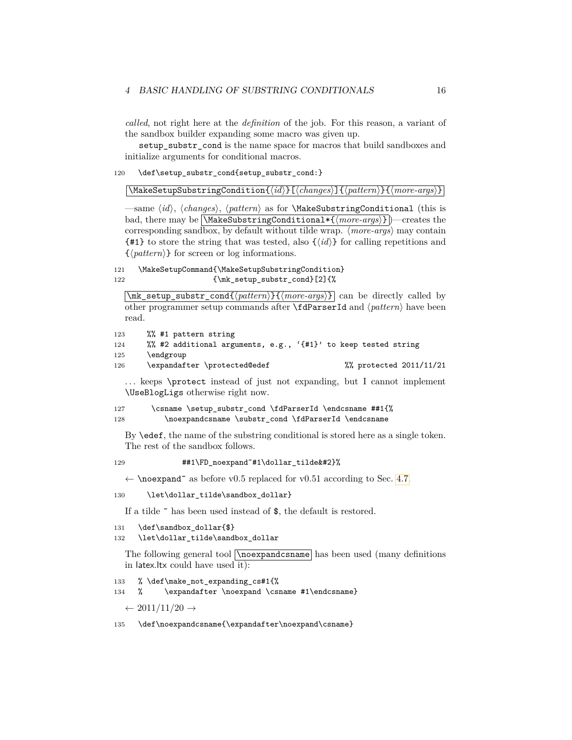*called*, not right here at the *definition* of the job. For this reason, a variant of the sandbox builder expanding some macro was given up.

setup_substr_cond is the name space for macros that build sandboxes and initialize arguments for conditional macros.

```
120  \def\setup_substr_cond{setup_substr_cond:}
```

`\MakeSetupSubstringCondition{⟨id⟩}[⟨changes⟩]{⟨pattern⟩}{⟨more-args⟩}`

—same ⟨*id*⟩, ⟨*changes*⟩, ⟨*pattern*⟩ as for \MakeSubstringConditional (this is bad, there may be `\MakeSubstringConditional*{⟨more-args⟩}`)—creates the corresponding sandbox, by default without tilde wrap. ⟨*more-args*⟩ may contain {#1} to store the string that was tested, also {⟨*id*⟩} for calling repetitions and {⟨*pattern*⟩} for screen or log informations.

```
121  \MakeSetupCommand{\MakeSetupSubstringCondition}
122                   {\mk_setup_substr_cond}[2]{%
```

`\mk_setup_substr_cond{⟨pattern⟩}{⟨more-args⟩}` can be directly called by other programmer setup commands after \fdParserId and ⟨*pattern*⟩ have been read.

```
123    %% #1 pattern string
124    %% #2 additional arguments, e.g., '{#1}' to keep tested string
125    \endgroup
126    \expandafter \protected@edef                %% protected 2011/11/21
```

... keeps \protect instead of just not expanding, but I cannot implement \UseBlogLigs otherwise right now.

```
127      \csname \setup_substr_cond \fdParserId \endcsname ##1{%
128         \noexpandcsname \substr_cond \fdParserId \endcsname
```

By \edef, the name of the substring conditional is stored here as a single token. The rest of the sandbox follows.

```
129            ##1\FD_noexpand~#1\dollar_tilde&#2}%
```

← \noexpand~ as before v0.5 replaced for v0.51 according to Sec. 4.7.

```
130    \let\dollar_tilde\sandbox_dollar}
```

If a tilde ~ has been used instead of $, the default is restored.

```
131  \def\sandbox_dollar{$}
132  \let\dollar_tilde\sandbox_dollar
```

The following general tool `\noexpandcsname` has been used (many definitions in latex.ltx could have used it):

```
133  % \def\make_not_expanding_cs#1{%
134  %     \expandafter \noexpand \csname #1\endcsname}
```

← 2011/11/20 →

```
135  \def\noexpandcsname{\expandafter\noexpand\csname}
```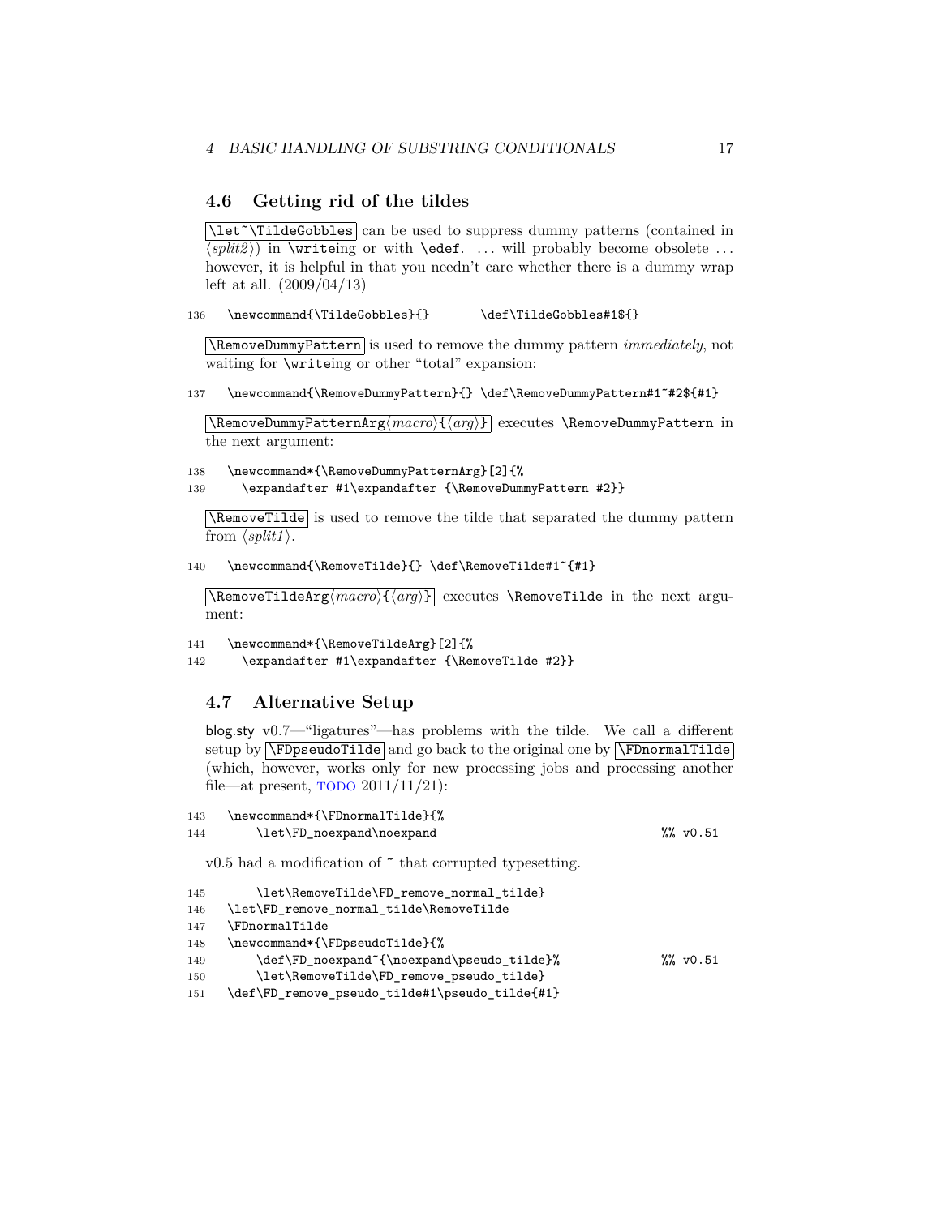## 4.6 Getting rid of the tildes

`\let~\TildeGobbles` can be used to suppress dummy patterns (contained in ⟨*split2*⟩) in `\write`ing or with `\edef`. ... will probably become obsolete ... however, it is helpful in that you needn't care whether there is a dummy wrap left at all. (2009/04/13)

```
136  \newcommand{\TildeGobbles}{}       \def\TildeGobbles#1$(}
```

`\RemoveDummyPattern` is used to remove the dummy pattern *immediately*, not waiting for `\write`ing or other "total" expansion:

```
137  \newcommand{\RemoveDummyPattern}{} \def\RemoveDummyPattern#1~#2${#1}
```

`\RemoveDummyPatternArg⟨macro⟩{⟨arg⟩}` executes `\RemoveDummyPattern` in the next argument:

```
138  \newcommand*{\RemoveDummyPatternArg}[2]{%
139    \expandafter #1\expandafter {\RemoveDummyPattern #2}}
```

`\RemoveTilde` is used to remove the tilde that separated the dummy pattern from ⟨*split1*⟩.

```
140  \newcommand{\RemoveTilde}{} \def\RemoveTilde#1~{#1}
```

`\RemoveTildeArg⟨macro⟩{⟨arg⟩}` executes `\RemoveTilde` in the next argument:

```
141  \newcommand*{\RemoveTildeArg}[2]{%
142    \expandafter #1\expandafter {\RemoveTilde #2}}
```

## 4.7 Alternative Setup

blog.sty v0.7—"ligatures"—has problems with the tilde. We call a different setup by `\FDpseudoTilde` and go back to the original one by `\FDnormalTilde` (which, however, works only for new processing jobs and processing another file—at present, TODO 2011/11/21):

```
143  \newcommand*{\FDnormalTilde}{%
144      \let\FD_noexpand\noexpand                               %% v0.51
```

v0.5 had a modification of ~ that corrupted typesetting.

```
145      \let\RemoveTilde\FD_remove_normal_tilde}
146  \let\FD_remove_normal_tilde\RemoveTilde
147  \FDnormalTilde
148  \newcommand*{\FDpseudoTilde}{%
149      \def\FD_noexpand~{\noexpand\pseudo_tilde}%              %% v0.51
150      \let\RemoveTilde\FD_remove_pseudo_tilde}
151  \def\FD_remove_pseudo_tilde#1\pseudo_tilde{#1}
```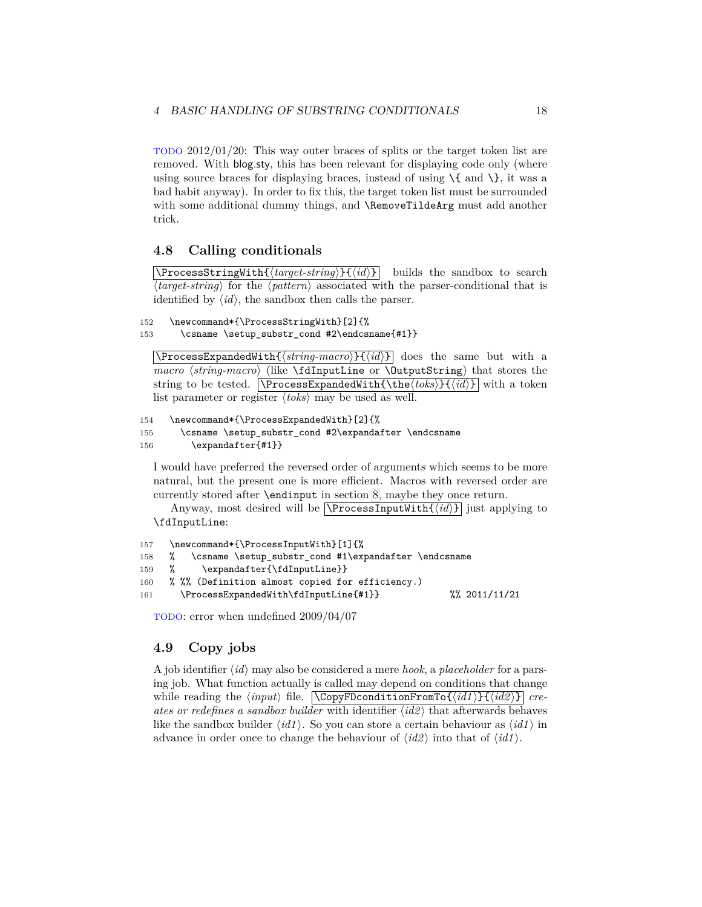TODO 2012/01/20: This way outer braces of splits or the target token list are removed. With blog.sty, this has been relevant for displaying code only (where using source braces for displaying braces, instead of using `\{` and `\}`, it was a bad habit anyway). In order to fix this, the target token list must be surrounded with some additional dummy things, and `\RemoveTildeArg` must add another trick.

### 4.8 Calling conditionals

`\ProcessStringWith{⟨target-string⟩}{⟨id⟩}` builds the sandbox to search ⟨*target-string*⟩ for the ⟨*pattern*⟩ associated with the parser-conditional that is identified by ⟨*id*⟩, the sandbox then calls the parser.

```
152   \newcommand*{\ProcessStringWith}[2]{%
153     \csname \setup_substr_cond #2\endcsname{#1}}
```

`\ProcessExpandedWith{⟨string-macro⟩}{⟨id⟩}` does the same but with a *macro* ⟨*string-macro*⟩ (like `\fdInputLine` or `\OutputString`) that stores the string to be tested. `\ProcessExpandedWith{\the⟨toks⟩}{⟨id⟩}` with a token list parameter or register ⟨*toks*⟩ may be used as well.

```
154   \newcommand*{\ProcessExpandedWith}[2]{%
155     \csname \setup_substr_cond #2\expandafter \endcsname
156       \expandafter{#1}}
```

I would have preferred the reversed order of arguments which seems to be more natural, but the present one is more efficient. Macros with reversed order are currently stored after `\endinput` in section 8, maybe they once return.

Anyway, most desired will be `\ProcessInputWith{⟨id⟩}` just applying to `\fdInputLine`:

```
157   \newcommand*{\ProcessInputWith}[1]{%
158   %   \csname \setup_substr_cond #1\expandafter \endcsname
159   %     \expandafter{\fdInputLine}}
160   % %% (Definition almost copied for efficiency.)
161     \ProcessExpandedWith\fdInputLine{#1}}            %% 2011/11/21
```

TODO: error when undefined 2009/04/07

### 4.9 Copy jobs

A job identifier ⟨*id*⟩ may also be considered a mere *hook*, a *placeholder* for a parsing job. What function actually is called may depend on conditions that change while reading the ⟨*input*⟩ file. `\CopyFDconditionFromTo{⟨id1⟩}{⟨id2⟩}` *creates or redefines a sandbox builder* with identifier ⟨*id2*⟩ that afterwards behaves like the sandbox builder ⟨*id1*⟩. So you can store a certain behaviour as ⟨*id1*⟩ in advance in order once to change the behaviour of ⟨*id2*⟩ into that of ⟨*id1*⟩.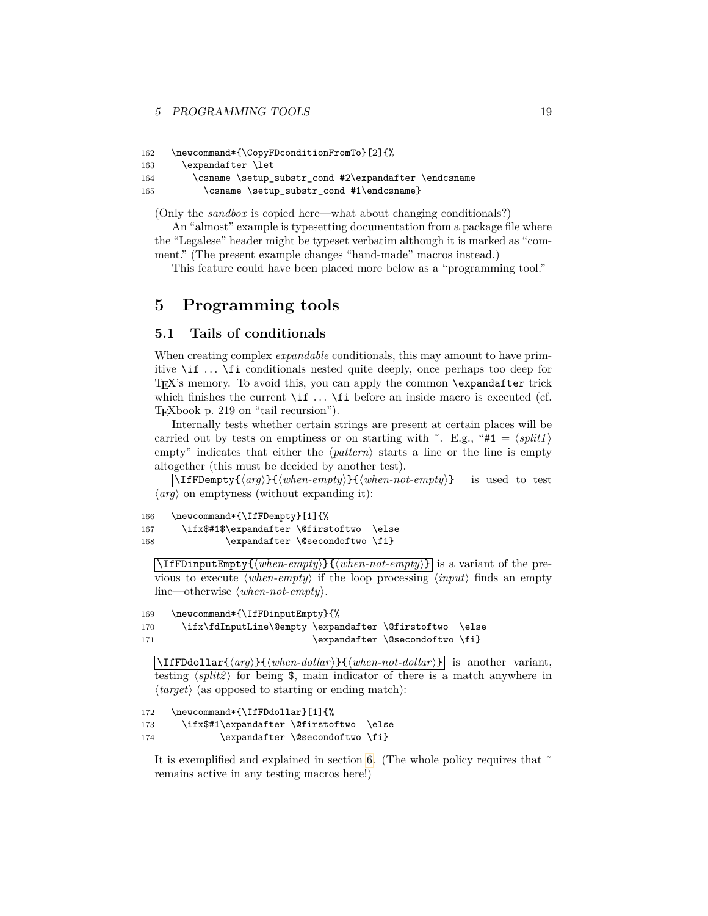```
162 \newcommand*{\CopyFDconditionFromTo}[2]{%
163   \expandafter \let
164     \csname \setup_substr_cond #2\expandafter \endcsname
165       \csname \setup_substr_cond #1\endcsname}
```

(Only the *sandbox* is copied here—what about changing conditionals?)

An "almost" example is typesetting documentation from a package file where the "Legalese" header might be typeset verbatim although it is marked as "comment." (The present example changes "hand-made" macros instead.)

This feature could have been placed more below as a "programming tool."

# 5 Programming tools

## 5.1 Tails of conditionals

When creating complex *expandable* conditionals, this may amount to have primitive `\if` ... `\fi` conditionals nested quite deeply, once perhaps too deep for TeX's memory. To avoid this, you can apply the common `\expandafter` trick which finishes the current `\if` ... `\fi` before an inside macro is executed (cf. TeXbook p. 219 on "tail recursion").

Internally tests whether certain strings are present at certain places will be carried out by tests on emptiness or on starting with `~`. E.g., "`#1` = ⟨*split1*⟩ empty" indicates that either the ⟨*pattern*⟩ starts a line or the line is empty altogether (this must be decided by another test).

`\IFFDempty{`⟨*arg*⟩`}{`⟨*when-empty*⟩`}{`⟨*when-not-empty*⟩`}` is used to test ⟨*arg*⟩ on emptyness (without expanding it):

```
166 \newcommand*{\IfFDempty}[1]{%
167   \ifx$#1$\expandafter \@firstoftwo  \else
168           \expandafter \@secondoftwo \fi}
```

`\IfFDinputEmpty{`⟨*when-empty*⟩`}{`⟨*when-not-empty*⟩`}` is a variant of the previous to execute ⟨*when-empty*⟩ if the loop processing ⟨*input*⟩ finds an empty line—otherwise ⟨*when-not-empty*⟩.

```
169 \newcommand*{\IfFDinputEmpty}{%
170   \ifx\fdInputLine\@empty \expandafter \@firstoftwo  \else
171                           \expandafter \@secondoftwo \fi}
```

`\IfFDdollar{`⟨*arg*⟩`}{`⟨*when-dollar*⟩`}{`⟨*when-not-dollar*⟩`}` is another variant, testing ⟨*split2*⟩ for being `$`, main indicator of there is a match anywhere in ⟨*target*⟩ (as opposed to starting or ending match):

```
172 \newcommand*{\IfFDdollar}[1]{%
173   \ifx$#1\expandafter \@firstoftwo  \else
174          \expandafter \@secondoftwo \fi}
```

It is exemplified and explained in section 6. (The whole policy requires that `~` remains active in any testing macros here!)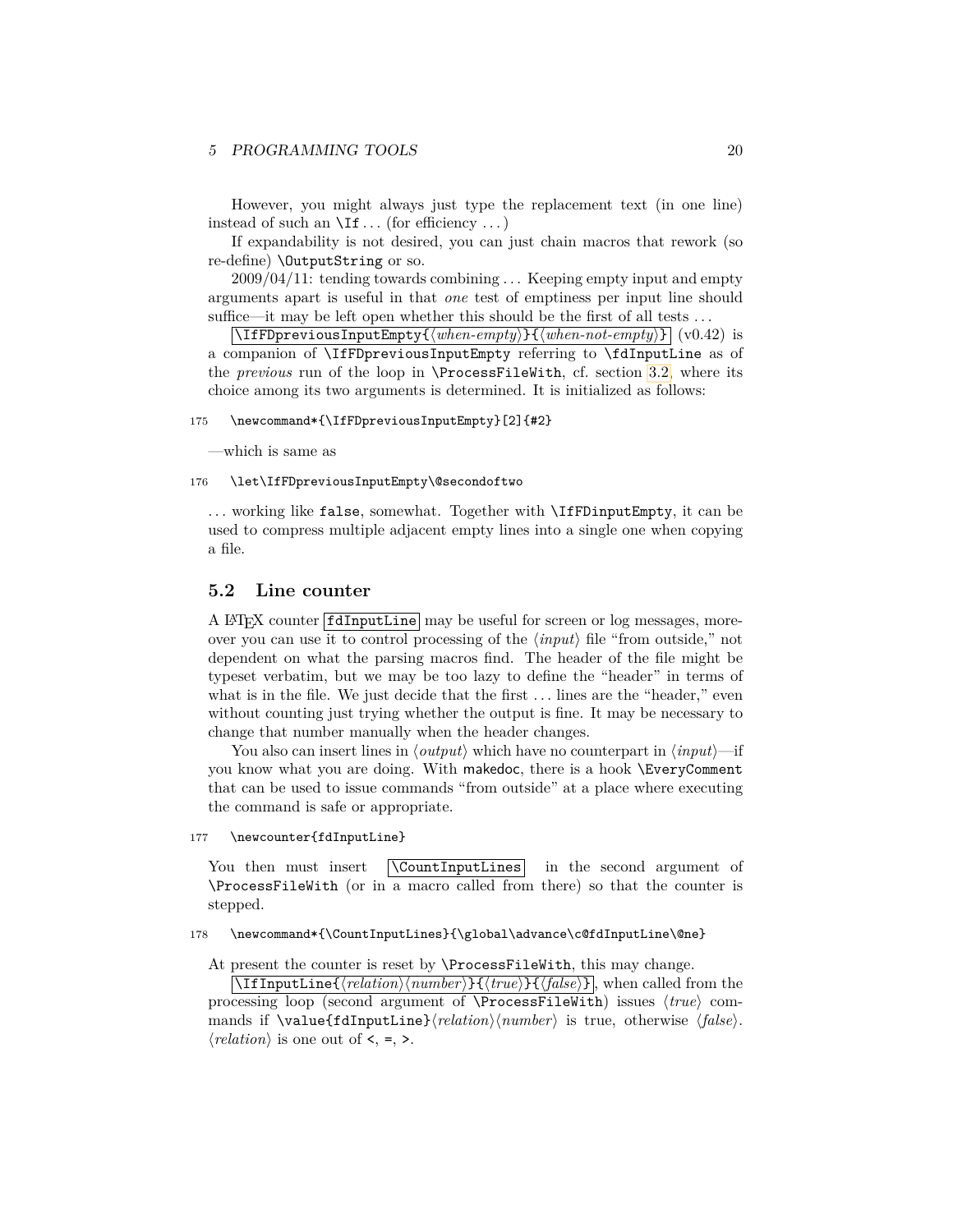However, you might always just type the replacement text (in one line) instead of such an `\If`... (for efficiency ...)

If expandability is not desired, you can just chain macros that rework (so re-define) `\OutputString` or so.

2009/04/11: tending towards combining ... Keeping empty input and empty arguments apart is useful in that *one* test of emptiness per input line should suffice—it may be left open whether this should be the first of all tests ...

`\IfFDpreviousInputEmpty{⟨when-empty⟩}{⟨when-not-empty⟩}` (v0.42) is a companion of `\IfFDpreviousInputEmpty` referring to `\fdInputLine` as of the *previous* run of the loop in `\ProcessFileWith`, cf. section 3.2, where its choice among its two arguments is determined. It is initialized as follows:

```
175   \newcommand*{\IfFDpreviousInputEmpty}[2]{#2}
```

—which is same as

```
176   \let\IfFDpreviousInputEmpty\@secondoftwo
```

... working like `false`, somewhat. Together with `\IfFDinputEmpty`, it can be used to compress multiple adjacent empty lines into a single one when copying a file.

## 5.2 Line counter

A LaTeX counter `fdInputLine` may be useful for screen or log messages, moreover you can use it to control processing of the ⟨*input*⟩ file "from outside," not dependent on what the parsing macros find. The header of the file might be typeset verbatim, but we may be too lazy to define the "header" in terms of what is in the file. We just decide that the first ... lines are the "header," even without counting just trying whether the output is fine. It may be necessary to change that number manually when the header changes.

You also can insert lines in ⟨*output*⟩ which have no counterpart in ⟨*input*⟩—if you know what you are doing. With makedoc, there is a hook `\EveryComment` that can be used to issue commands "from outside" at a place where executing the command is safe or appropriate.

```
177   \newcounter{fdInputLine}
```

You then must insert `\CountInputLines` in the second argument of `\ProcessFileWith` (or in a macro called from there) so that the counter is stepped.

```
178   \newcommand*{\CountInputLines}{\global\advance\c@fdInputLine\@ne}
```

At present the counter is reset by `\ProcessFileWith`, this may change.

`\IfInputLine{⟨relation⟩⟨number⟩}{⟨true⟩}{⟨false⟩}`, when called from the processing loop (second argument of `\ProcessFileWith`) issues ⟨*true*⟩ commands if `\value{fdInputLine}`⟨*relation*⟩⟨*number*⟩ is true, otherwise ⟨*false*⟩. ⟨*relation*⟩ is one out of `<`, `=`, `>`.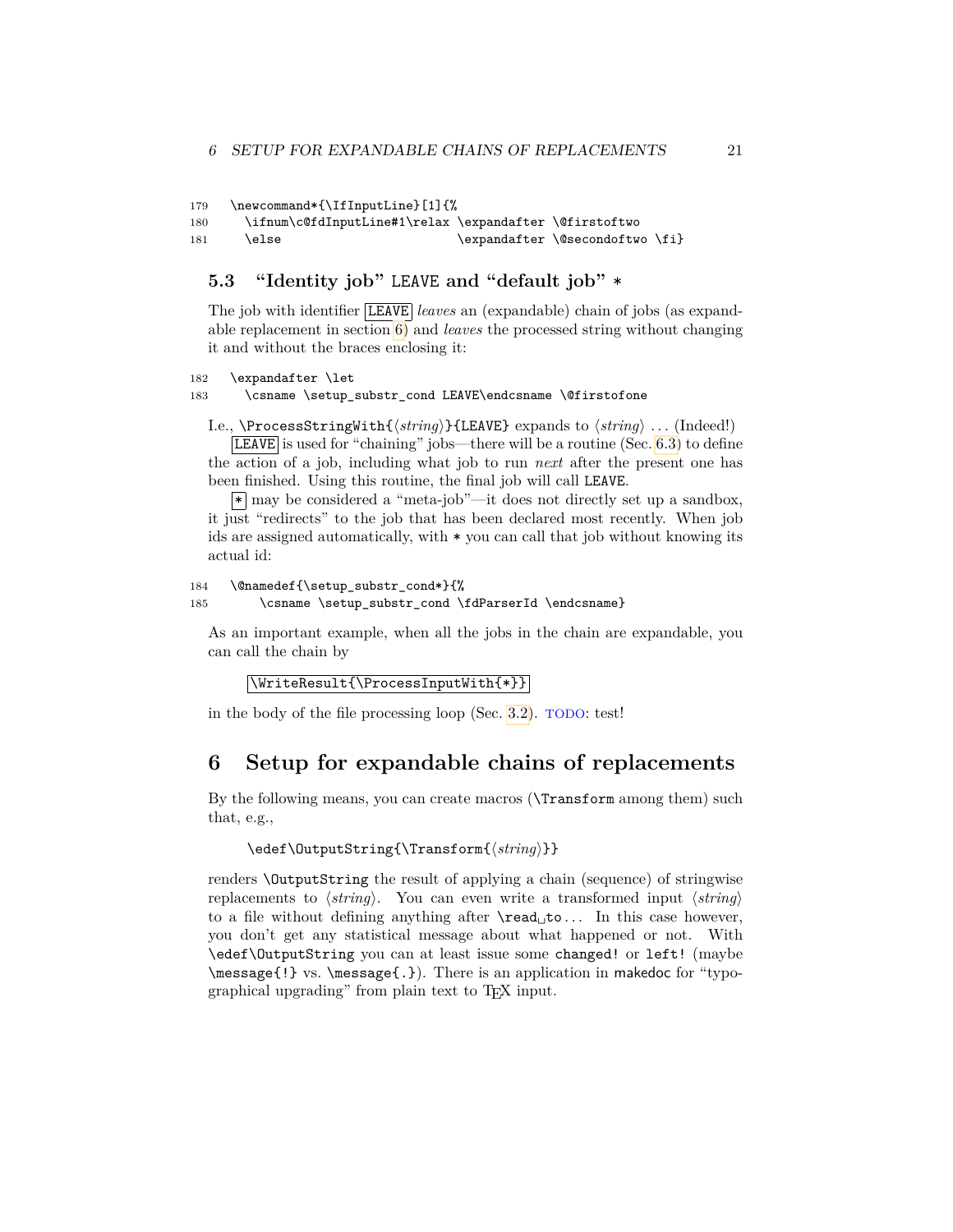```
179 \newcommand*{\IfInputLine}[1]{%
180   \ifnum\c@fdInputLine#1\relax \expandafter \@firstoftwo
181   \else                        \expandafter \@secondoftwo \fi}
```

### 5.3 "Identity job" LEAVE and "default job" *

The job with identifier LEAVE *leaves* an (expandable) chain of jobs (as expandable replacement in section 6) and *leaves* the processed string without changing it and without the braces enclosing it:

```
182 \expandafter \let
183   \csname \setup_substr_cond LEAVE\endcsname \@firstofone
```

I.e., `\ProcessStringWith{⟨string⟩}{LEAVE}` expands to ⟨*string*⟩ ... (Indeed!)

LEAVE is used for "chaining" jobs—there will be a routine (Sec. 6.3) to define the action of a job, including what job to run *next* after the present one has been finished. Using this routine, the final job will call LEAVE.

* may be considered a "meta-job"—it does not directly set up a sandbox, it just "redirects" to the job that has been declared most recently. When job ids are assigned automatically, with * you can call that job without knowing its actual id:

```
184 \@namedef{\setup_substr_cond*}{%
185     \csname \setup_substr_cond \fdParserId \endcsname}
```

As an important example, when all the jobs in the chain are expandable, you can call the chain by

`\WriteResult{\ProcessInputWith{*}}`

in the body of the file processing loop (Sec. 3.2). TODO: test!

# 6 Setup for expandable chains of replacements

By the following means, you can create macros (`\Transform` among them) such that, e.g.,

`\edef\OutputString{\Transform{⟨string⟩}}`

renders `\OutputString` the result of applying a chain (sequence) of stringwise replacements to ⟨*string*⟩. You can even write a transformed input ⟨*string*⟩ to a file without defining anything after `\read␣to`... In this case however, you don't get any statistical message about what happened or not. With `\edef\OutputString` you can at least issue some `changed!` or `left!` (maybe `\message{!}` vs. `\message{.}`). There is an application in makedoc for "typographical upgrading" from plain text to TEX input.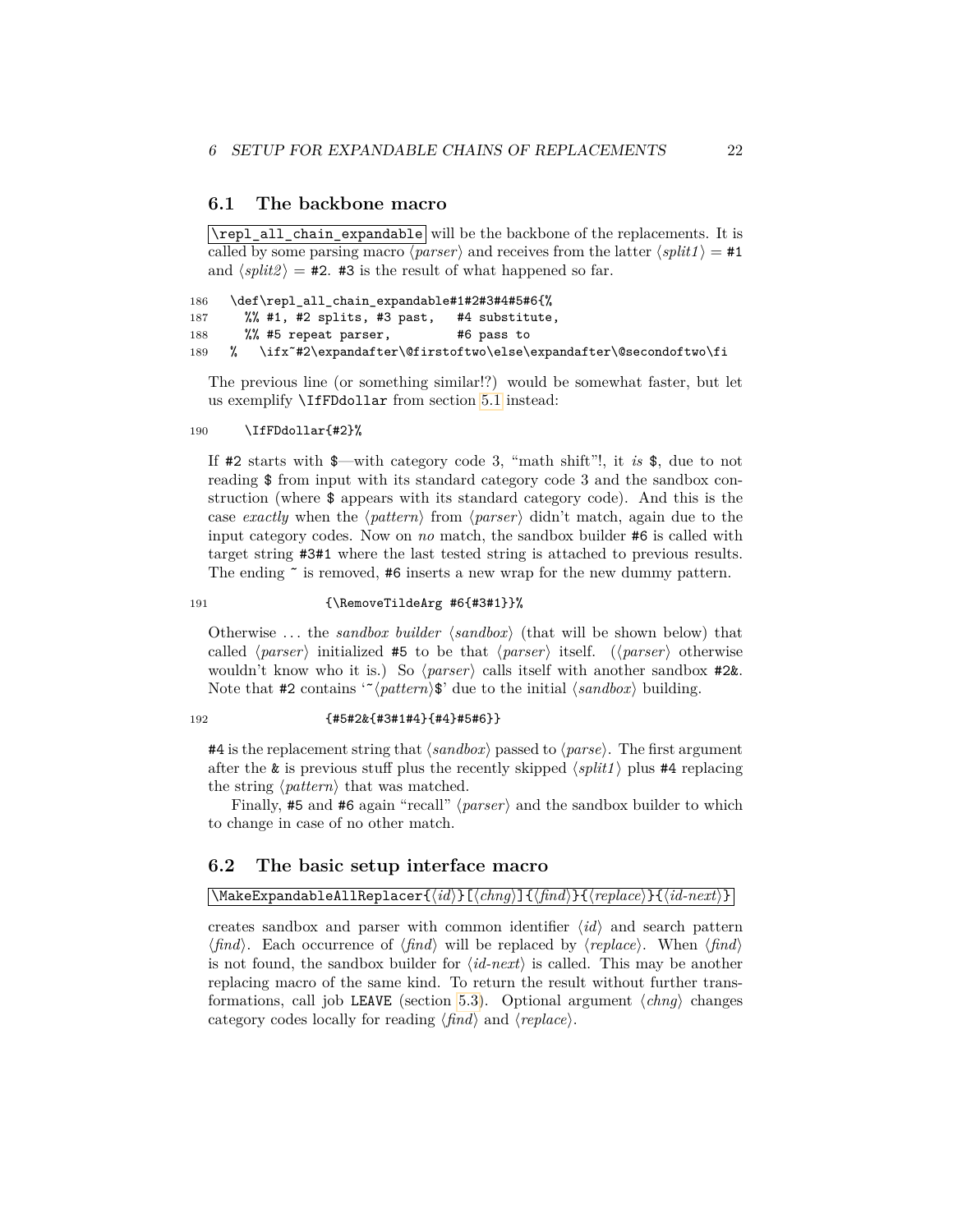## 6.1 The backbone macro

`\repl_all_chain_expandable` will be the backbone of the replacements. It is called by some parsing macro ⟨*parser*⟩ and receives from the latter ⟨*split1*⟩ = `#1` and ⟨*split2*⟩ = `#2`. `#3` is the result of what happened so far.

```
186   \def\repl_all_chain_expandable#1#2#3#4#5#6{%
187     %% #1, #2 splits, #3 past,   #4 substitute,
188     %% #5 repeat parser,         #6 pass to
189   %   \ifx~#2\expandafter\@firstoftwo\else\expandafter\@secondoftwo\fi
```

The previous line (or something similar!?) would be somewhat faster, but let us exemplify `\IfFDdollar` from section 5.1 instead:

```
190     \IfFDdollar{#2}%
```

If `#2` starts with `$`—with category code 3, "math shift"!, it *is* `$`, due to not reading `$` from input with its standard category code 3 and the sandbox construction (where `$` appears with its standard category code). And this is the case *exactly* when the ⟨*pattern*⟩ from ⟨*parser*⟩ didn't match, again due to the input category codes. Now on *no* match, the sandbox builder `#6` is called with target string `#3#1` where the last tested string is attached to previous results. The ending `~` is removed, `#6` inserts a new wrap for the new dummy pattern.

```
191                {\RemoveTildeArg #6{#3#1}}%
```

Otherwise ... the *sandbox builder* ⟨*sandbox*⟩ (that will be shown below) that called ⟨*parser*⟩ initialized `#5` to be that ⟨*parser*⟩ itself. (⟨*parser*⟩ otherwise wouldn't know who it is.) So ⟨*parser*⟩ calls itself with another sandbox `#2&`. Note that `#2` contains '`~`⟨*pattern*⟩`$`' due to the initial ⟨*sandbox*⟩ building.

```
192                {#5#2&{#3#1#4}{#4}#5#6}}
```

`#4` is the replacement string that ⟨*sandbox*⟩ passed to ⟨*parse*⟩. The first argument after the `&` is previous stuff plus the recently skipped ⟨*split1*⟩ plus `#4` replacing the string ⟨*pattern*⟩ that was matched.

Finally, `#5` and `#6` again "recall" ⟨*parser*⟩ and the sandbox builder to which to change in case of no other match.

## 6.2 The basic setup interface macro

`\MakeExpandableAllReplacer{`⟨*id*⟩`}[`⟨*chng*⟩`]{`⟨*find*⟩`}{`⟨*replace*⟩`}{`⟨*id-next*⟩`}`

creates sandbox and parser with common identifier ⟨*id*⟩ and search pattern ⟨*find*⟩. Each occurrence of ⟨*find*⟩ will be replaced by ⟨*replace*⟩. When ⟨*find*⟩ is not found, the sandbox builder for ⟨*id-next*⟩ is called. This may be another replacing macro of the same kind. To return the result without further transformations, call job `LEAVE` (section 5.3). Optional argument ⟨*chng*⟩ changes category codes locally for reading ⟨*find*⟩ and ⟨*replace*⟩.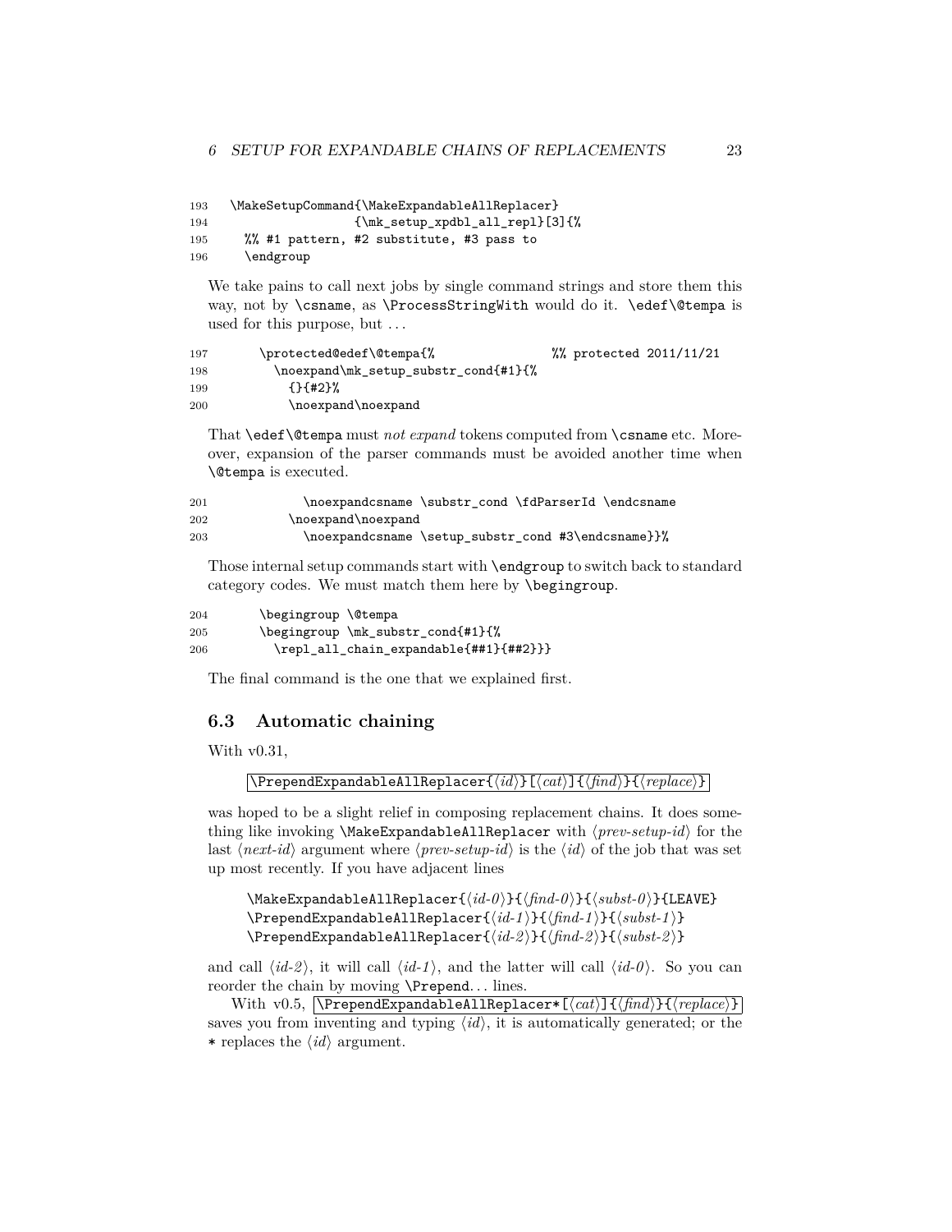```
193  \MakeSetupCommand{\MakeExpandableAllReplacer}
194                  {\mk_setup_xpdbl_all_repl}[3]{%
195    %% #1 pattern, #2 substitute, #3 pass to
196    \endgroup
```

We take pains to call next jobs by single command strings and store them this way, not by `\csname`, as `\ProcessStringWith` would do it. `\edef\@tempa` is used for this purpose, but ...

```
197      \protected@edef\@tempa{%                %% protected 2011/11/21
198        \noexpand\mk_setup_substr_cond{#1}{%
199          {}{#2}%
200          \noexpand\noexpand
```

That `\edef\@tempa` must *not expand* tokens computed from `\csname` etc. Moreover, expansion of the parser commands must be avoided another time when `\@tempa` is executed.

```
201            \noexpandcsname \substr_cond \fdParserId \endcsname
202          \noexpand\noexpand
203            \noexpandcsname \setup_substr_cond #3\endcsname}}%
```

Those internal setup commands start with `\endgroup` to switch back to standard category codes. We must match them here by `\begingroup`.

```
204      \begingroup \@tempa
205      \begingroup \mk_substr_cond{#1}{%
206        \repl_all_chain_expandable{##1}{##2}}}
```

The final command is the one that we explained first.

## 6.3 Automatic chaining

With v0.31,

`\PrependExpandableAllReplacer{⟨id⟩}[⟨cat⟩]{⟨find⟩}{⟨replace⟩}`

was hoped to be a slight relief in composing replacement chains. It does something like invoking `\MakeExpandableAllReplacer` with ⟨*prev-setup-id*⟩ for the last ⟨*next-id*⟩ argument where ⟨*prev-setup-id*⟩ is the ⟨*id*⟩ of the job that was set up most recently. If you have adjacent lines

```
\MakeExpandableAllReplacer{⟨id-0⟩}{⟨find-0⟩}{⟨subst-0⟩}{LEAVE}
\PrependExpandableAllReplacer{⟨id-1⟩}{⟨find-1⟩}{⟨subst-1⟩}
\PrependExpandableAllReplacer{⟨id-2⟩}{⟨find-2⟩}{⟨subst-2⟩}
```

and call ⟨*id-2*⟩, it will call ⟨*id-1*⟩, and the latter will call ⟨*id-0*⟩. So you can reorder the chain by moving `\Prepend`... lines.

With v0.5, `\PrependExpandableAllReplacer*[⟨cat⟩]{⟨find⟩}{⟨replace⟩}` saves you from inventing and typing ⟨*id*⟩, it is automatically generated; or the `*` replaces the ⟨*id*⟩ argument.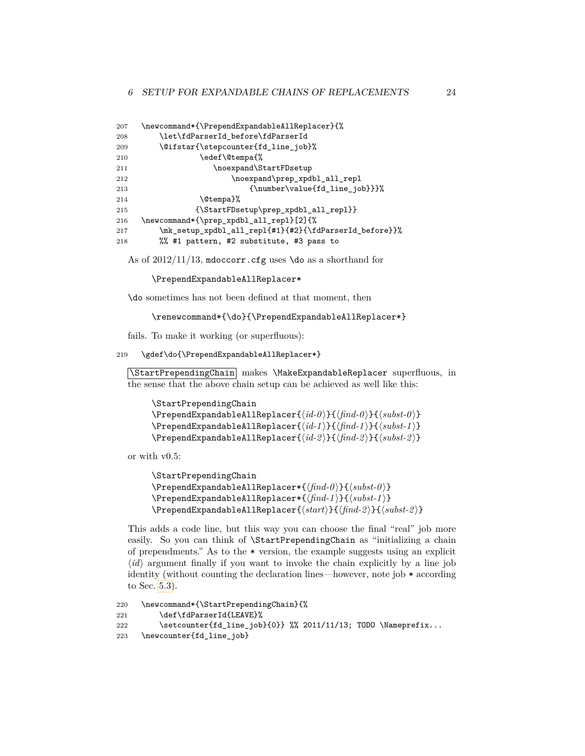```
207 \newcommand*{\PrependExpandableAllReplacer}{%
208     \let\fdParserId_before\fdParserId
209     \@ifstar{\stepcounter{fd_line_job}%
210             \edef\@tempa{%
211                 \noexpand\StartFDsetup
212                     \noexpand\prep_xpdbl_all_repl
213                         {\number\value{fd_line_job}}}%
214             \@tempa}%
215            {\StartFDsetup\prep_xpdbl_all_repl}}
216 \newcommand*{\prep_xpdbl_all_repl}[2]{%
217     \mk_setup_xpdbl_all_repl{#1}{#2}{\fdParserId_before}}%
218     %% #1 pattern, #2 substitute, #3 pass to
```

As of 2012/11/13, `mdoccorr.cfg` uses `\do` as a shorthand for

```
\PrependExpandableAllReplacer*
```

`\do` sometimes has not been defined at that moment, then

```
\renewcommand*{\do}{\PrependExpandableAllReplacer*}
```

fails. To make it working (or superfluous):

```
219 \gdef\do{\PrependExpandableAllReplacer*}
```

`\StartPrependingChain` makes `\MakeExpandableReplacer` superfluous, in the sense that the above chain setup can be achieved as well like this:

```
\StartPrependingChain
\PrependExpandableAllReplacer{⟨id-0⟩}{⟨find-0⟩}{⟨subst-0⟩}
\PrependExpandableAllReplacer{⟨id-1⟩}{⟨find-1⟩}{⟨subst-1⟩}
\PrependExpandableAllReplacer{⟨id-2⟩}{⟨find-2⟩}{⟨subst-2⟩}
```

or with v0.5:

```
\StartPrependingChain
\PrependExpandableAllReplacer*{⟨find-0⟩}{⟨subst-0⟩}
\PrependExpandableAllReplacer*{⟨find-1⟩}{⟨subst-1⟩}
\PrependExpandableAllReplacer{⟨start⟩}{⟨find-2⟩}{⟨subst-2⟩}
```

This adds a code line, but this way you can choose the final "real" job more easily. So you can think of `\StartPrependingChain` as "initializing a chain of prependments." As to the `*` version, the example suggests using an explicit ⟨*id*⟩ argument finally if you want to invoke the chain explicitly by a line job identity (without counting the declaration lines—however, note job `*` according to Sec. 5.3).

```
220 \newcommand*{\StartPrependingChain}{%
221     \def\fdParserId{LEAVE}%
222     \setcounter{fd_line_job}{0}} %% 2011/11/13; TODO \Nameprefix...
223 \newcounter{fd_line_job}
```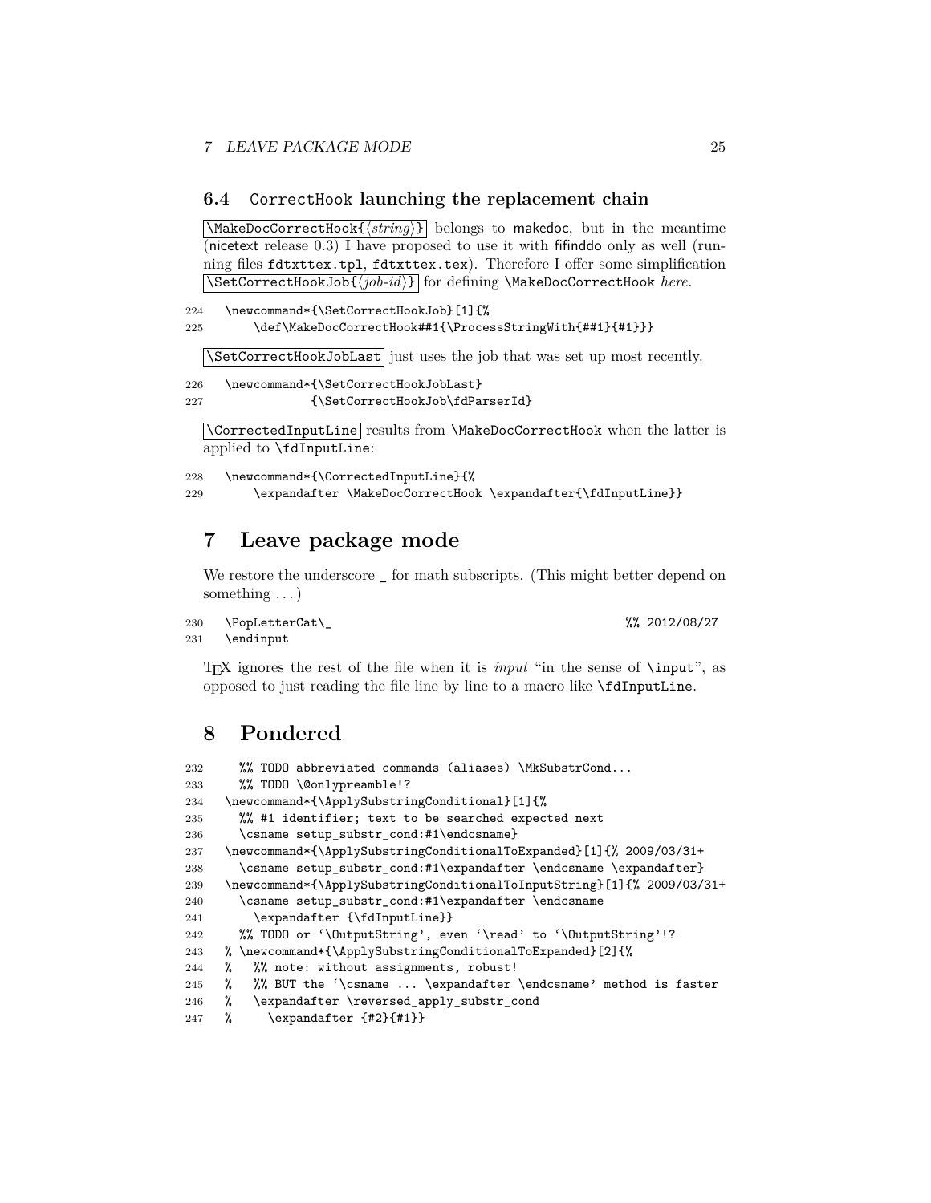### 6.4 CorrectHook launching the replacement chain

`\MakeDocCorrectHook{⟨string⟩}` belongs to makedoc, but in the meantime (nicetext release 0.3) I have proposed to use it with fifinddo only as well (running files `fdtxttex.tpl`, `fdtxttex.tex`). Therefore I offer some simplification `\SetCorrectHookJob{⟨job-id⟩}` for defining `\MakeDocCorrectHook` *here.*

```
224  \newcommand*{\SetCorrectHookJob}[1]{%
225      \def\MakeDocCorrectHook##1{\ProcessStringWith{##1}{#1}}}
```

`\SetCorrectHookJobLast` just uses the job that was set up most recently.

```
226  \newcommand*{\SetCorrectHookJobLast}
227             {\SetCorrectHookJob\fdParserId}
```

`\CorrectedInputLine` results from `\MakeDocCorrectHook` when the latter is applied to `\fdInputLine`:

```
228  \newcommand*{\CorrectedInputLine}{%
229      \expandafter \MakeDocCorrectHook \expandafter{\fdInputLine}}
```

## 7 Leave package mode

We restore the underscore _ for math subscripts. (This might better depend on something . . . )

```
230  \PopLetterCat\_                                          %% 2012/08/27
231  \endinput
```

TeX ignores the rest of the file when it is *input* "in the sense of `\input`", as opposed to just reading the file line by line to a macro like `\fdInputLine`.

## 8 Pondered

```
232    %% TODO abbreviated commands (aliases) \MkSubstrCond...
233    %% TODO \@onlypreamble!?
234  \newcommand*{\ApplySubstringConditional}[1]{%
235    %% #1 identifier; text to be searched expected next
236    \csname setup_substr_cond:#1\endcsname}
237  \newcommand*{\ApplySubstringConditionalToExpanded}[1]{% 2009/03/31+
238    \csname setup_substr_cond:#1\expandafter \endcsname \expandafter}
239  \newcommand*{\ApplySubstringConditionalToInputString}[1]{% 2009/03/31+
240    \csname setup_substr_cond:#1\expandafter \endcsname
241      \expandafter {\fdInputLine}}
242    %% TODO or '\OutputString', even '\read' to '\OutputString'!?
243  % \newcommand*{\ApplySubstringConditionalToExpanded}[2]{%
244  %   %% note: without assignments, robust!
245  %   %% BUT the '\csname ... \expandafter \endcsname' method is faster
246  %   \expandafter \reversed_apply_substr_cond
247  %     \expandafter {#2}{#1}}
```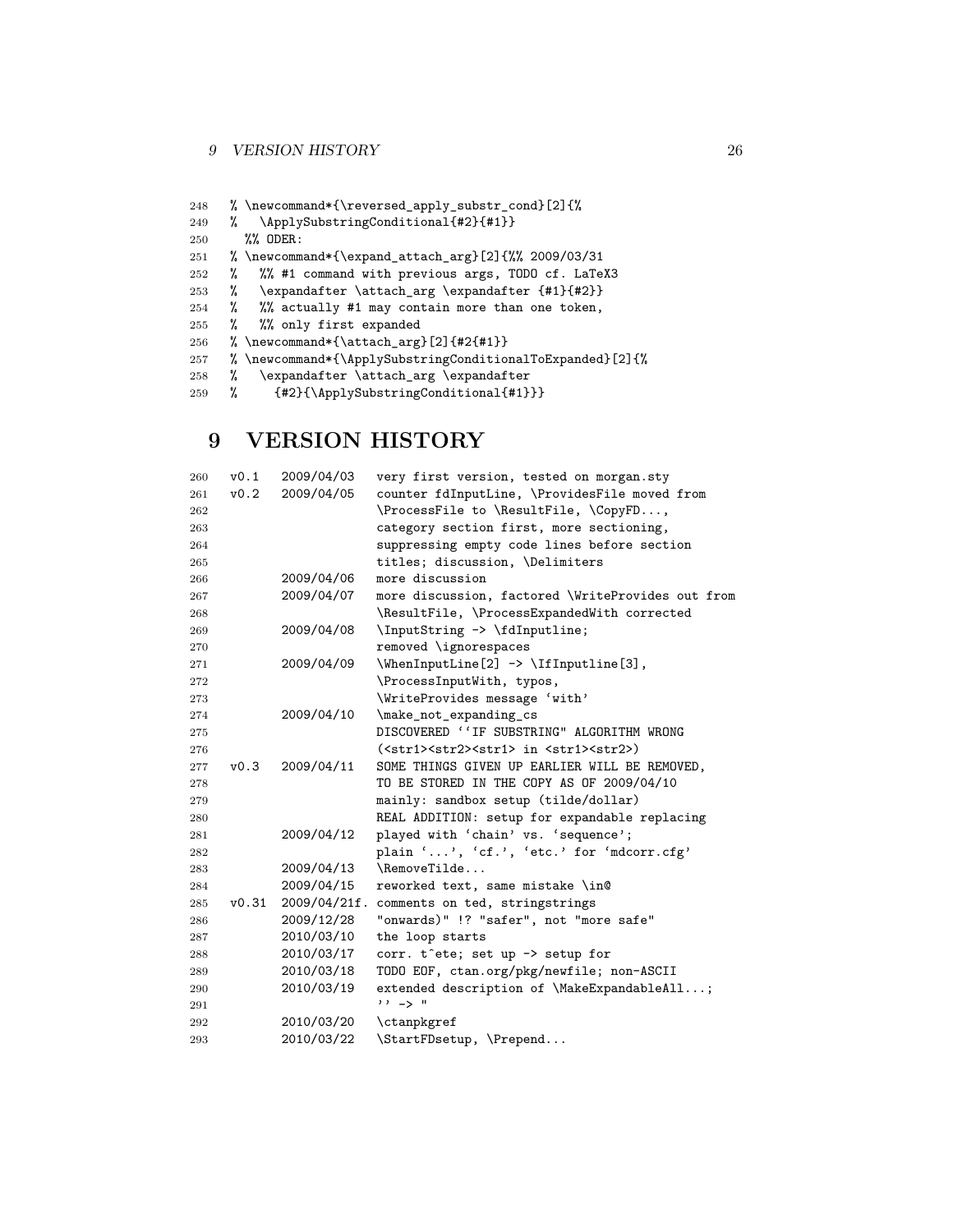```
248  % \newcommand*{\reversed_apply_substr_cond}[2]{%
249  %   \ApplySubstringConditional{#2}{#1}}
250    %% ODER:
251  % \newcommand*{\expand_attach_arg}[2]{%% 2009/03/31
252  %   %% #1 command with previous args, TODO cf. LaTeX3
253  %   \expandafter \attach_arg \expandafter {#1}{#2}}
254  %   %% actually #1 may contain more than one token,
255  %   %% only first expanded
256  % \newcommand*{\attach_arg}[2]{#2{#1}}
257  % \newcommand*{\ApplySubstringConditionalToExpanded}[2]{%
258  %   \expandafter \attach_arg \expandafter
259  %     {#2}{\ApplySubstringConditional{#1}}}
```

# 9 VERSION HISTORY

```
260  v0.1   2009/04/03   very first version, tested on morgan.sty
261  v0.2   2009/04/05   counter fdInputLine, \ProvidesFile moved from
262                      \ProcessFile to \ResultFile, \CopyFD...,
263                      category section first, more sectioning,
264                      suppressing empty code lines before section
265                      titles; discussion, \Delimiters
266         2009/04/06   more discussion
267         2009/04/07   more discussion, factored \WriteProvides out from
268                      \ResultFile, \ProcessExpandedWith corrected
269         2009/04/08   \InputString -> \fdInputline;
270                      removed \ignorespaces
271         2009/04/09   \WhenInputLine[2] -> \IfInputline[3],
272                      \ProcessInputWith, typos,
273                      \WriteProvides message `with'
274         2009/04/10   \make_not_expanding_cs
275                      DISCOVERED ``IF SUBSTRING" ALGORITHM WRONG
276                      (<str1><str2><str1> in <str1><str2>)
277  v0.3   2009/04/11   SOME THINGS GIVEN UP EARLIER WILL BE REMOVED,
278                      TO BE STORED IN THE COPY AS OF 2009/04/10
279                      mainly: sandbox setup (tilde/dollar)
280                      REAL ADDITION: setup for expandable replacing
281         2009/04/12   played with `chain' vs. `sequence';
282                      plain `...', `cf.', `etc.' for `mdcorr.cfg'
283         2009/04/13   \RemoveTilde...
284         2009/04/15   reworked text, same mistake \in@
285  v0.31  2009/04/21f. comments on ted, stringstrings
286         2009/12/28   "onwards)" !? "safer", not "more safe"
287         2010/03/10   the loop starts
288         2010/03/17   corr. t^ete; set up -> setup for
289         2010/03/18   TODO EOF, ctan.org/pkg/newfile; non-ASCII
290         2010/03/19   extended description of \MakeExpandableAll...;
291                      '' -> "
292         2010/03/20   \ctanpkgref
293         2010/03/22   \StartFDsetup, \Prepend...
```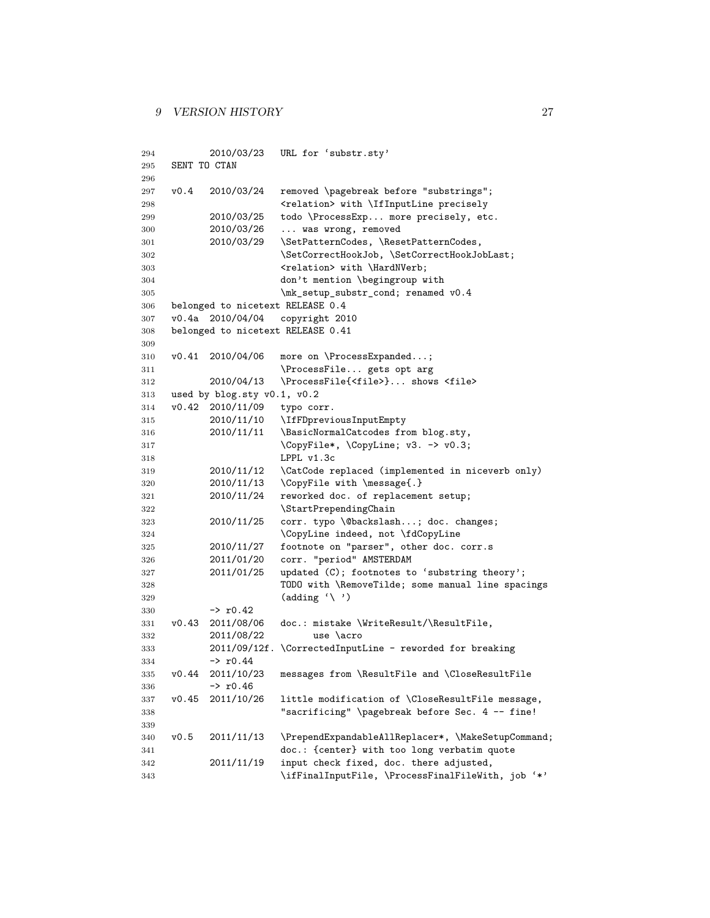```
294         2010/03/23   URL for ‘substr.sty’
295   SENT TO CTAN
296
297   v0.4   2010/03/24   removed \pagebreak before "substrings";
298                       <relation> with \IfInputLine precisely
299         2010/03/25   todo \ProcessExp... more precisely, etc.
300         2010/03/26   ... was wrong, removed
301         2010/03/29   \SetPatternCodes, \ResetPatternCodes,
302                       \SetCorrectHookJob, \SetCorrectHookJobLast;
303                       <relation> with \HardNVerb;
304                       don’t mention \begingroup with
305                       \mk_setup_substr_cond; renamed v0.4
306   belonged to nicetext RELEASE 0.4
307   v0.4a  2010/04/04   copyright 2010
308   belonged to nicetext RELEASE 0.41
309
310   v0.41  2010/04/06   more on \ProcessExpanded...;
311                       \ProcessFile... gets opt arg
312         2010/04/13   \ProcessFile{<file>}... shows <file>
313   used by blog.sty v0.1, v0.2
314   v0.42  2010/11/09   typo corr.
315         2010/11/10   \IfFDpreviousInputEmpty
316         2010/11/11   \BasicNormalCatcodes from blog.sty,
317                       \CopyFile*, \CopyLine; v3. -> v0.3;
318                       LPPL v1.3c
319         2010/11/12   \CatCode replaced (implemented in niceverb only)
320         2010/11/13   \CopyFile with \message{.}
321         2010/11/24   reworked doc. of replacement setup;
322                       \StartPrependingChain
323         2010/11/25   corr. typo \@backslash...; doc. changes;
324                       \CopyLine indeed, not \fdCopyLine
325         2010/11/27   footnote on "parser", other doc. corr.s
326         2011/01/20   corr. "period" AMSTERDAM
327         2011/01/25   updated (C); footnotes to ‘substring theory’;
328                       TODO with \RemoveTilde; some manual line spacings
329                       (adding ‘\ ’)
330         -> r0.42
331   v0.43  2011/08/06   doc.: mistake \WriteResult/\ResultFile,
332         2011/08/22         use \acro
333         2011/09/12f. \CorrectedInputLine - reworded for breaking
334         -> r0.44
335   v0.44  2011/10/23   messages from \ResultFile and \CloseResultFile
336         -> r0.46
337   v0.45  2011/10/26   little modification of \CloseResultFile message,
338                       "sacrificing" \pagebreak before Sec. 4 -- fine!
339
340   v0.5   2011/11/13   \PrependExpandableAllReplacer*, \MakeSetupCommand;
341                       doc.: {center} with too long verbatim quote
342         2011/11/19   input check fixed, doc. there adjusted,
343                       \ifFinalInputFile, \ProcessFinalFileWith, job ‘*’
```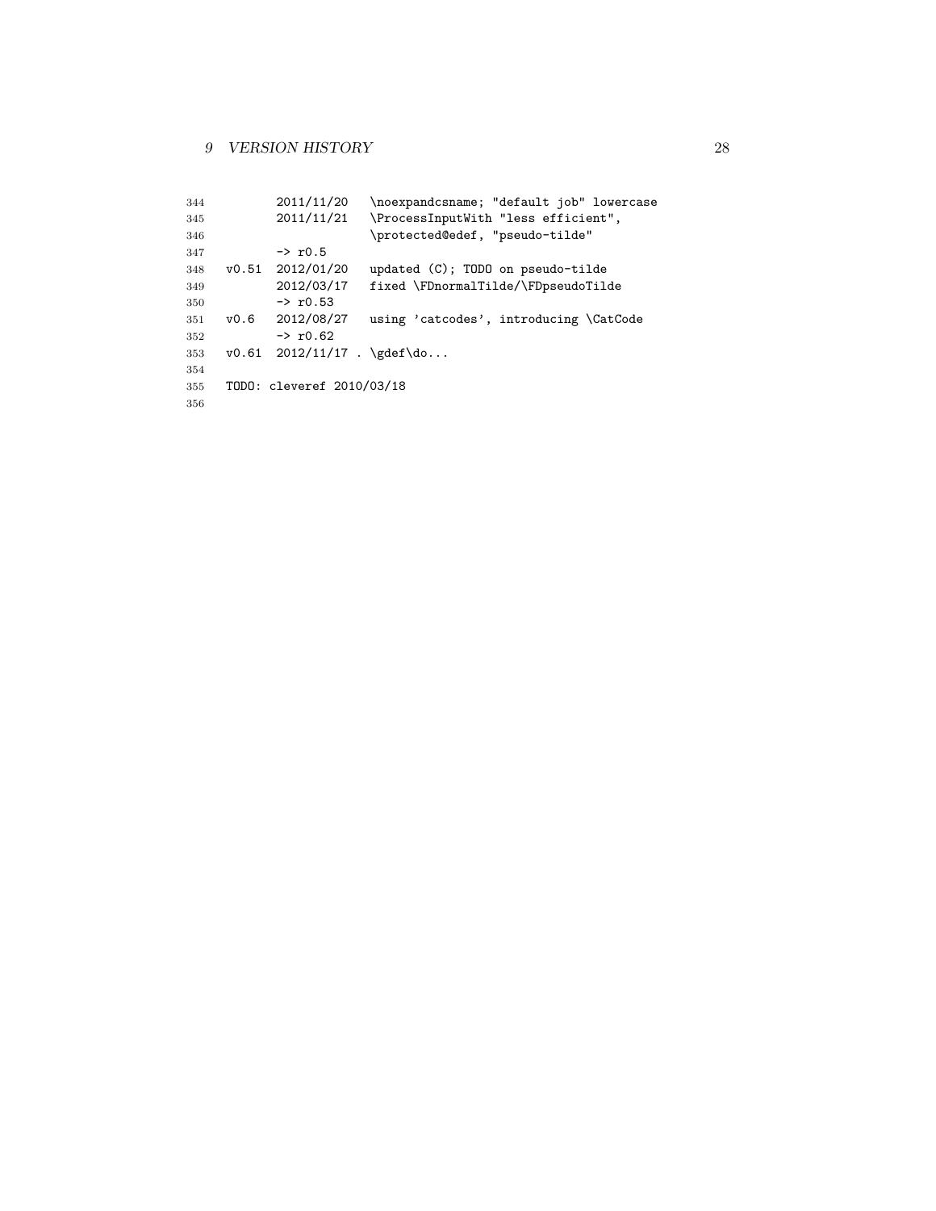```
344         2011/11/20   \noexpandcsname; "default job" lowercase
345         2011/11/21   \ProcessInputWith "less efficient",
346                      \protected@edef, "pseudo-tilde"
347         -> r0.5
348   v0.51 2012/01/20   updated (C); TODO on pseudo-tilde
349         2012/03/17   fixed \FDnormalTilde/\FDpseudoTilde
350         -> r0.53
351   v0.6  2012/08/27   using 'catcodes', introducing \CatCode
352         -> r0.62
353   v0.61 2012/11/17 . \gdef\do...
354
355   TODO: cleveref 2010/03/18
356
```